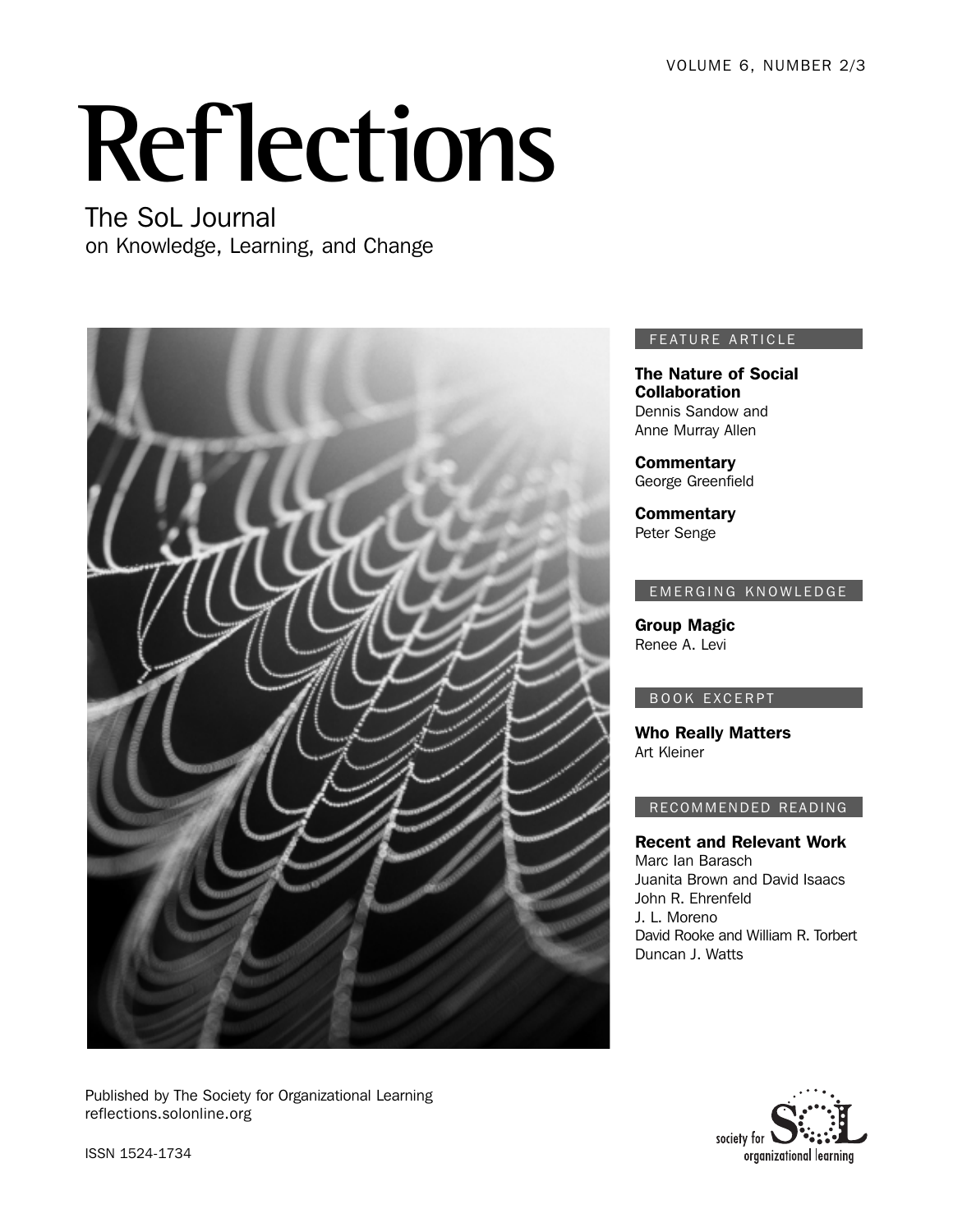VOLUME 6, NUMBER 2/3

# Reflections

## The SoL Journal
on Knowledge, Learning, and Change

FEATURE ARTICLE

**The Nature of Social Collaboration**
Dennis Sandow and Anne Murray Allen

**Commentary**
George Greenfield

**Commentary**
Peter Senge

EMERGING KNOWLEDGE

**Group Magic**
Renee A. Levi

BOOK EXCERPT

**Who Really Matters**
Art Kleiner

RECOMMENDED READING

**Recent and Relevant Work**
Marc Ian Barasch
Juanita Brown and David Isaacs
John R. Ehrenfeld
J. L. Moreno
David Rooke and William R. Torbert
Duncan J. Watts

Published by The Society for Organizational Learning
reflections.solonline.org

ISSN 1524-1734

society for SoL organizational learning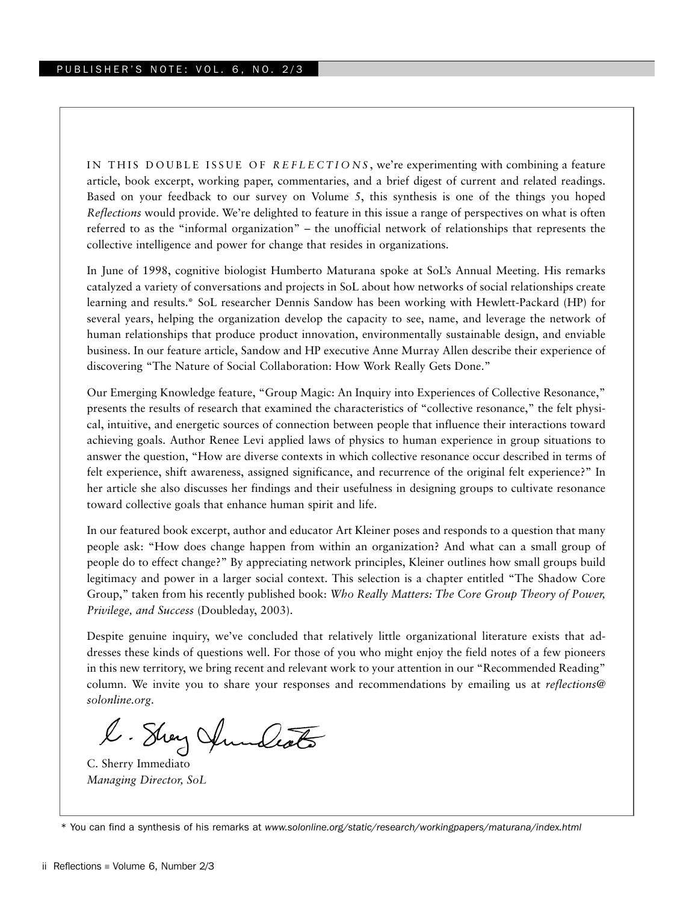## PUBLISHER'S NOTE: VOL. 6, NO. 2/3

IN THIS DOUBLE ISSUE OF *REFLECTIONS*, we're experimenting with combining a feature article, book excerpt, working paper, commentaries, and a brief digest of current and related readings. Based on your feedback to our survey on Volume 5, this synthesis is one of the things you hoped *Reflections* would provide. We're delighted to feature in this issue a range of perspectives on what is often referred to as the "informal organization" – the unofficial network of relationships that represents the collective intelligence and power for change that resides in organizations.

In June of 1998, cognitive biologist Humberto Maturana spoke at SoL's Annual Meeting. His remarks catalyzed a variety of conversations and projects in SoL about how networks of social relationships create learning and results.* SoL researcher Dennis Sandow has been working with Hewlett-Packard (HP) for several years, helping the organization develop the capacity to see, name, and leverage the network of human relationships that produce product innovation, environmentally sustainable design, and enviable business. In our feature article, Sandow and HP executive Anne Murray Allen describe their experience of discovering "The Nature of Social Collaboration: How Work Really Gets Done."

Our Emerging Knowledge feature, "Group Magic: An Inquiry into Experiences of Collective Resonance," presents the results of research that examined the characteristics of "collective resonance," the felt physical, intuitive, and energetic sources of connection between people that influence their interactions toward achieving goals. Author Renee Levi applied laws of physics to human experience in group situations to answer the question, "How are diverse contexts in which collective resonance occur described in terms of felt experience, shift awareness, assigned significance, and recurrence of the original felt experience?" In her article she also discusses her findings and their usefulness in designing groups to cultivate resonance toward collective goals that enhance human spirit and life.

In our featured book excerpt, author and educator Art Kleiner poses and responds to a question that many people ask: "How does change happen from within an organization? And what can a small group of people do to effect change?" By appreciating network principles, Kleiner outlines how small groups build legitimacy and power in a larger social context. This selection is a chapter entitled "The Shadow Core Group," taken from his recently published book: *Who Really Matters: The Core Group Theory of Power, Privilege, and Success* (Doubleday, 2003).

Despite genuine inquiry, we've concluded that relatively little organizational literature exists that addresses these kinds of questions well. For those of you who might enjoy the field notes of a few pioneers in this new territory, we bring recent and relevant work to your attention in our "Recommended Reading" column. We invite you to share your responses and recommendations by emailing us at *reflections@solonline.org*.

C. Sherry Immediato
*Managing Director, SoL*

\* You can find a synthesis of his remarks at *www.solonline.org/static/research/workingpapers/maturana/index.html*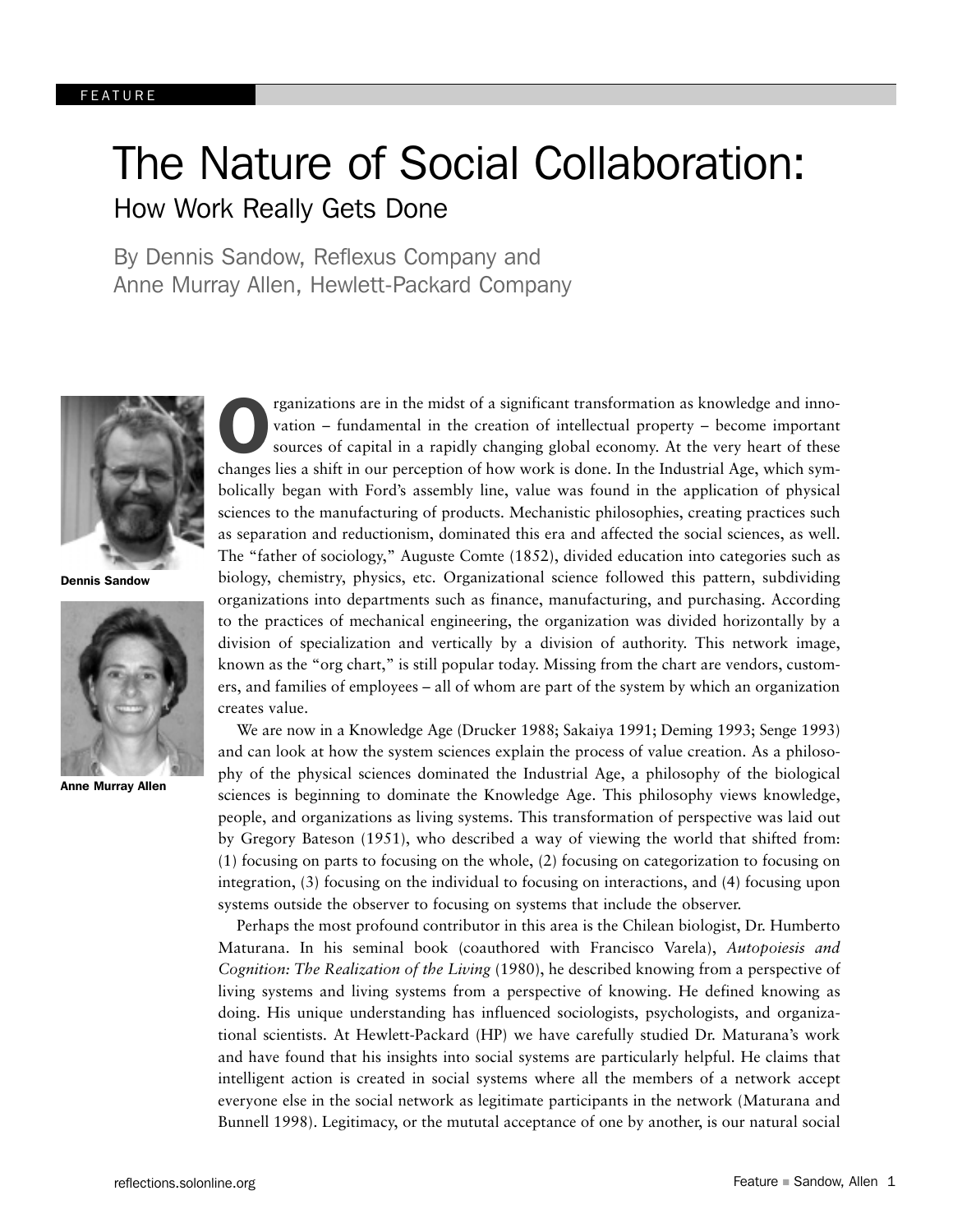FEATURE

# The Nature of Social Collaboration:

## How Work Really Gets Done

By Dennis Sandow, Reflexus Company and
Anne Murray Allen, Hewlett-Packard Company

Dennis Sandow

Anne Murray Allen

Organizations are in the midst of a significant transformation as knowledge and innovation – fundamental in the creation of intellectual property – become important sources of capital in a rapidly changing global economy. At the very heart of these changes lies a shift in our perception of how work is done. In the Industrial Age, which symbolically began with Ford's assembly line, value was found in the application of physical sciences to the manufacturing of products. Mechanistic philosophies, creating practices such as separation and reductionism, dominated this era and affected the social sciences, as well. The "father of sociology," Auguste Comte (1852), divided education into categories such as biology, chemistry, physics, etc. Organizational science followed this pattern, subdividing organizations into departments such as finance, manufacturing, and purchasing. According to the practices of mechanical engineering, the organization was divided horizontally by a division of specialization and vertically by a division of authority. This network image, known as the "org chart," is still popular today. Missing from the chart are vendors, customers, and families of employees – all of whom are part of the system by which an organization creates value.

We are now in a Knowledge Age (Drucker 1988; Sakaiya 1991; Deming 1993; Senge 1993) and can look at how the system sciences explain the process of value creation. As a philosophy of the physical sciences dominated the Industrial Age, a philosophy of the biological sciences is beginning to dominate the Knowledge Age. This philosophy views knowledge, people, and organizations as living systems. This transformation of perspective was laid out by Gregory Bateson (1951), who described a way of viewing the world that shifted from: (1) focusing on parts to focusing on the whole, (2) focusing on categorization to focusing on integration, (3) focusing on the individual to focusing on interactions, and (4) focusing upon systems outside the observer to focusing on systems that include the observer.

Perhaps the most profound contributor in this area is the Chilean biologist, Dr. Humberto Maturana. In his seminal book (coauthored with Francisco Varela), *Autopoiesis and Cognition: The Realization of the Living* (1980), he described knowing from a perspective of living systems and living systems from a perspective of knowing. He defined knowing as doing. His unique understanding has influenced sociologists, psychologists, and organizational scientists. At Hewlett-Packard (HP) we have carefully studied Dr. Maturana's work and have found that his insights into social systems are particularly helpful. He claims that intelligent action is created in social systems where all the members of a network accept everyone else in the social network as legitimate participants in the network (Maturana and Bunnell 1998). Legitimacy, or the mutual acceptance of one by another, is our natural social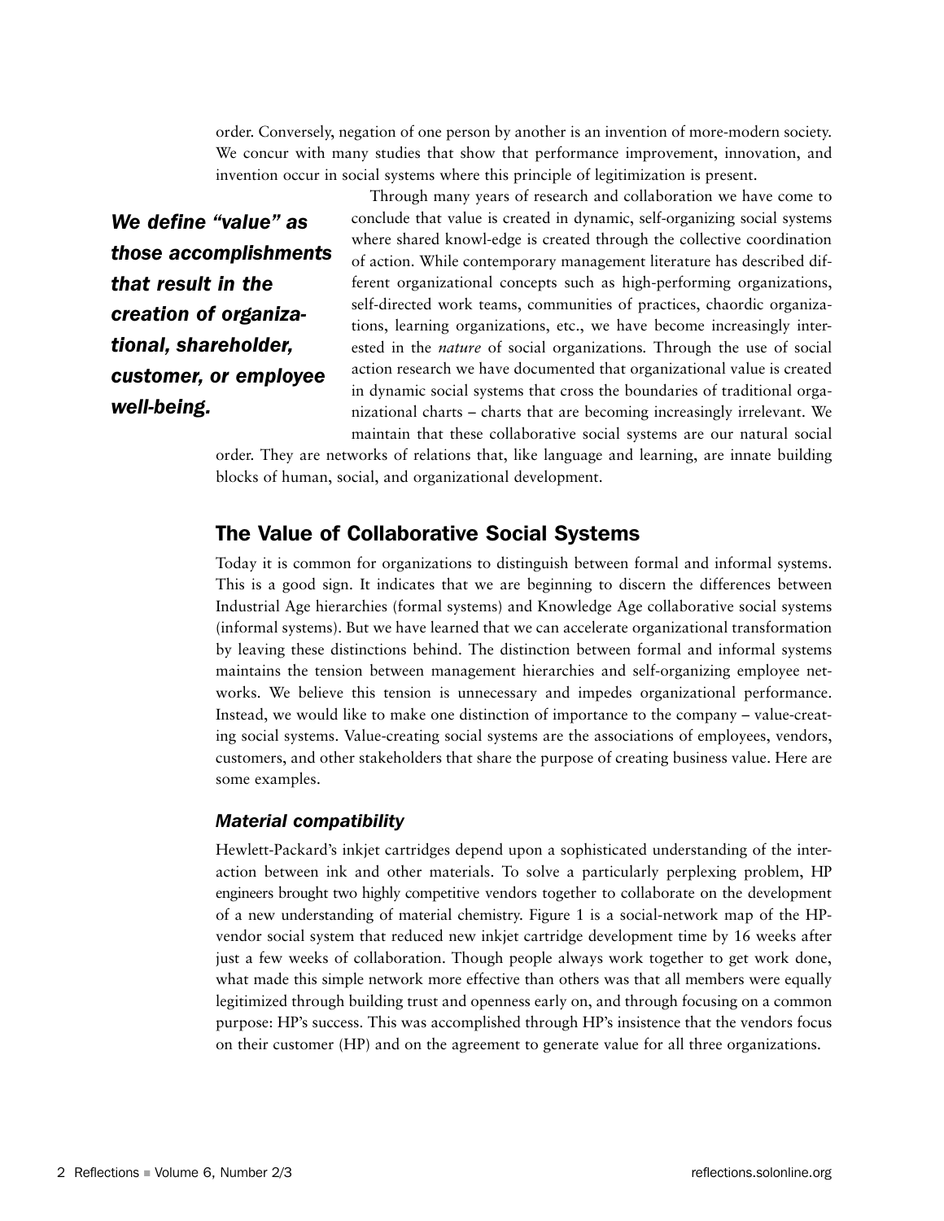order. Conversely, negation of one person by another is an invention of more-modern society. We concur with many studies that show that performance improvement, innovation, and invention occur in social systems where this principle of legitimization is present.

***We define "value" as those accomplishments that result in the creation of organizational, shareholder, customer, or employee well-being.***

Through many years of research and collaboration we have come to conclude that value is created in dynamic, self-organizing social systems where shared knowl-edge is created through the collective coordination of action. While contemporary management literature has described different organizational concepts such as high-performing organizations, self-directed work teams, communities of practices, chaordic organizations, learning organizations, etc., we have become increasingly interested in the *nature* of social organizations. Through the use of social action research we have documented that organizational value is created in dynamic social systems that cross the boundaries of traditional organizational charts – charts that are becoming increasingly irrelevant. We maintain that these collaborative social systems are our natural social order. They are networks of relations that, like language and learning, are innate building blocks of human, social, and organizational development.

## The Value of Collaborative Social Systems

Today it is common for organizations to distinguish between formal and informal systems. This is a good sign. It indicates that we are beginning to discern the differences between Industrial Age hierarchies (formal systems) and Knowledge Age collaborative social systems (informal systems). But we have learned that we can accelerate organizational transformation by leaving these distinctions behind. The distinction between formal and informal systems maintains the tension between management hierarchies and self-organizing employee networks. We believe this tension is unnecessary and impedes organizational performance. Instead, we would like to make one distinction of importance to the company – value-creating social systems. Value-creating social systems are the associations of employees, vendors, customers, and other stakeholders that share the purpose of creating business value. Here are some examples.

### *Material compatibility*

Hewlett-Packard's inkjet cartridges depend upon a sophisticated understanding of the interaction between ink and other materials. To solve a particularly perplexing problem, HP engineers brought two highly competitive vendors together to collaborate on the development of a new understanding of material chemistry. Figure 1 is a social-network map of the HP-vendor social system that reduced new inkjet cartridge development time by 16 weeks after just a few weeks of collaboration. Though people always work together to get work done, what made this simple network more effective than others was that all members were equally legitimized through building trust and openness early on, and through focusing on a common purpose: HP's success. This was accomplished through HP's insistence that the vendors focus on their customer (HP) and on the agreement to generate value for all three organizations.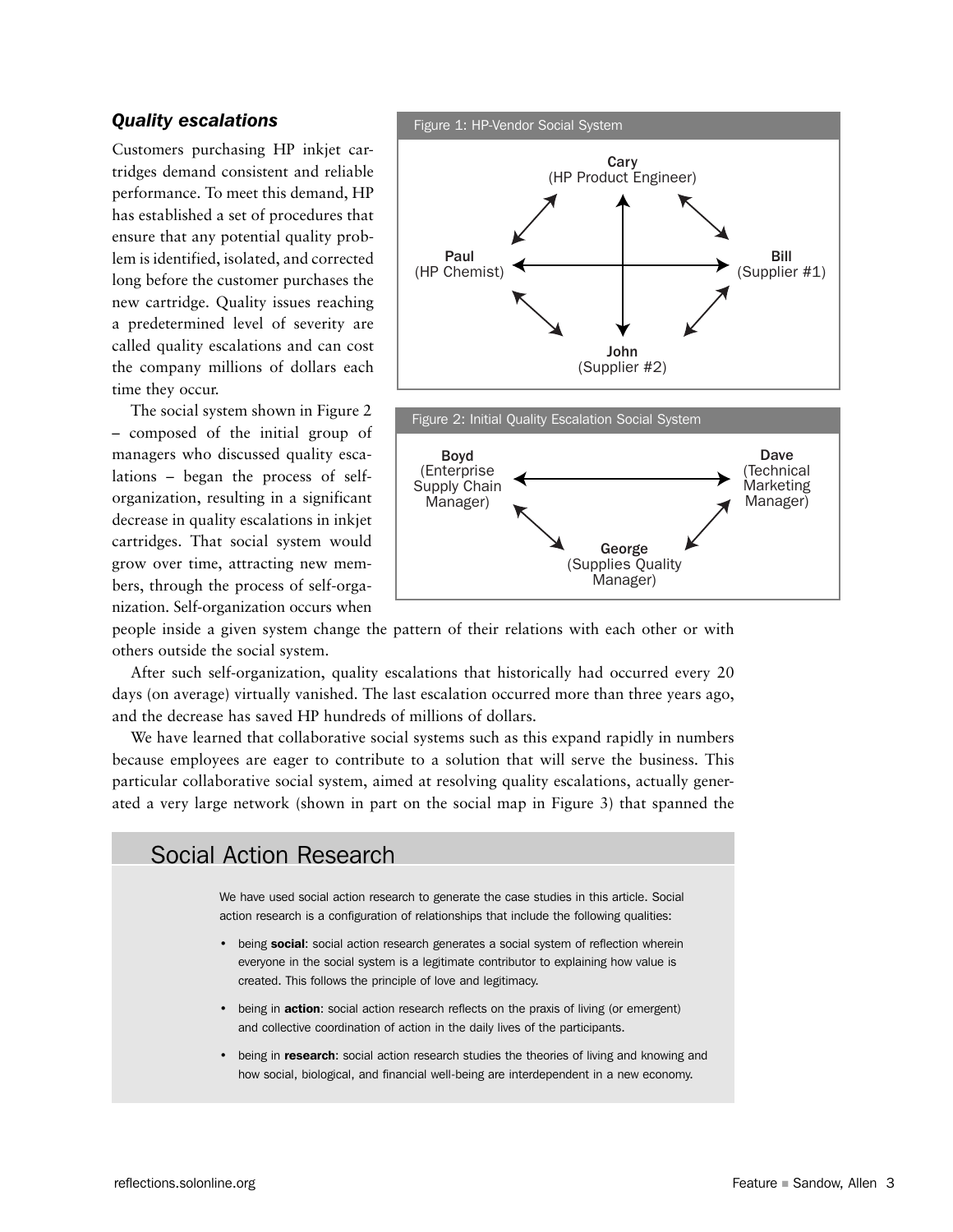### *Quality escalations*

Customers purchasing HP inkjet cartridges demand consistent and reliable performance. To meet this demand, HP has established a set of procedures that ensure that any potential quality problem is identified, isolated, and corrected long before the customer purchases the new cartridge. Quality issues reaching a predetermined level of severity are called quality escalations and can cost the company millions of dollars each time they occur.

The social system shown in Figure 2 – composed of the initial group of managers who discussed quality escalations – began the process of self-organization, resulting in a significant decrease in quality escalations in inkjet cartridges. That social system would grow over time, attracting new members, through the process of self-organization. Self-organization occurs when people inside a given system change the pattern of their relations with each other or with others outside the social system.

Figure 1: HP-Vendor Social System

Cary (HP Product Engineer)

Paul (HP Chemist)

Bill (Supplier #1)

John (Supplier #2)

Figure 2: Initial Quality Escalation Social System

Boyd (Enterprise Supply Chain Manager)

Dave (Technical Marketing Manager)

George (Supplies Quality Manager)

After such self-organization, quality escalations that historically had occurred every 20 days (on average) virtually vanished. The last escalation occurred more than three years ago, and the decrease has saved HP hundreds of millions of dollars.

We have learned that collaborative social systems such as this expand rapidly in numbers because employees are eager to contribute to a solution that will serve the business. This particular collaborative social system, aimed at resolving quality escalations, actually generated a very large network (shown in part on the social map in Figure 3) that spanned the

## Social Action Research

We have used social action research to generate the case studies in this article. Social action research is a configuration of relationships that include the following qualities:

- being **social**: social action research generates a social system of reflection wherein everyone in the social system is a legitimate contributor to explaining how value is created. This follows the principle of love and legitimacy.
- being in **action**: social action research reflects on the praxis of living (or emergent) and collective coordination of action in the daily lives of the participants.
- being in **research**: social action research studies the theories of living and knowing and how social, biological, and financial well-being are interdependent in a new economy.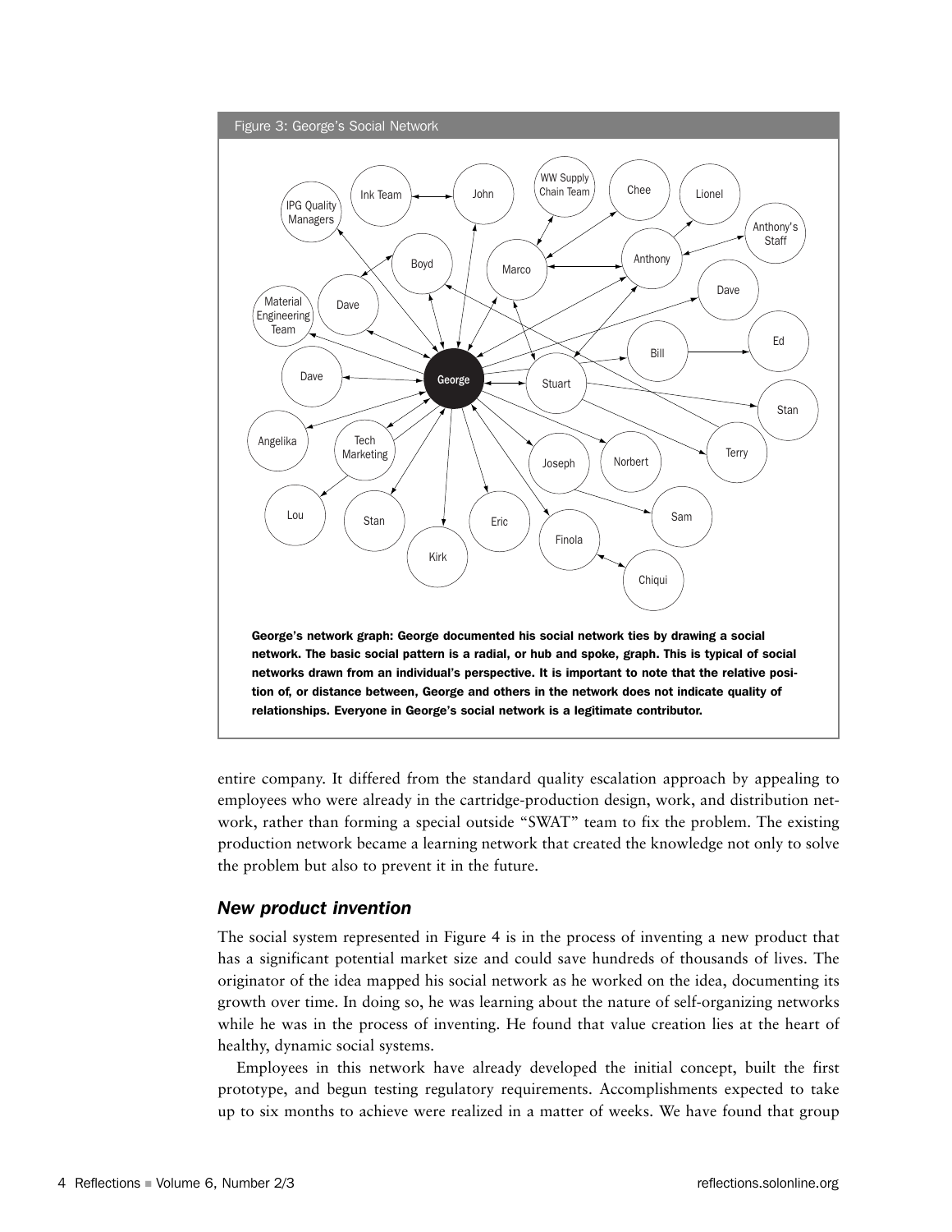Figure 3: George's Social Network

**George's network graph: George documented his social network ties by drawing a social network. The basic social pattern is a radial, or hub and spoke, graph. This is typical of social networks drawn from an individual's perspective. It is important to note that the relative position of, or distance between, George and others in the network does not indicate quality of relationships. Everyone in George's social network is a legitimate contributor.**

entire company. It differed from the standard quality escalation approach by appealing to employees who were already in the cartridge-production design, work, and distribution network, rather than forming a special outside "SWAT" team to fix the problem. The existing production network became a learning network that created the knowledge not only to solve the problem but also to prevent it in the future.

### *New product invention*

The social system represented in Figure 4 is in the process of inventing a new product that has a significant potential market size and could save hundreds of thousands of lives. The originator of the idea mapped his social network as he worked on the idea, documenting its growth over time. In doing so, he was learning about the nature of self-organizing networks while he was in the process of inventing. He found that value creation lies at the heart of healthy, dynamic social systems.

Employees in this network have already developed the initial concept, built the first prototype, and begun testing regulatory requirements. Accomplishments expected to take up to six months to achieve were realized in a matter of weeks. We have found that group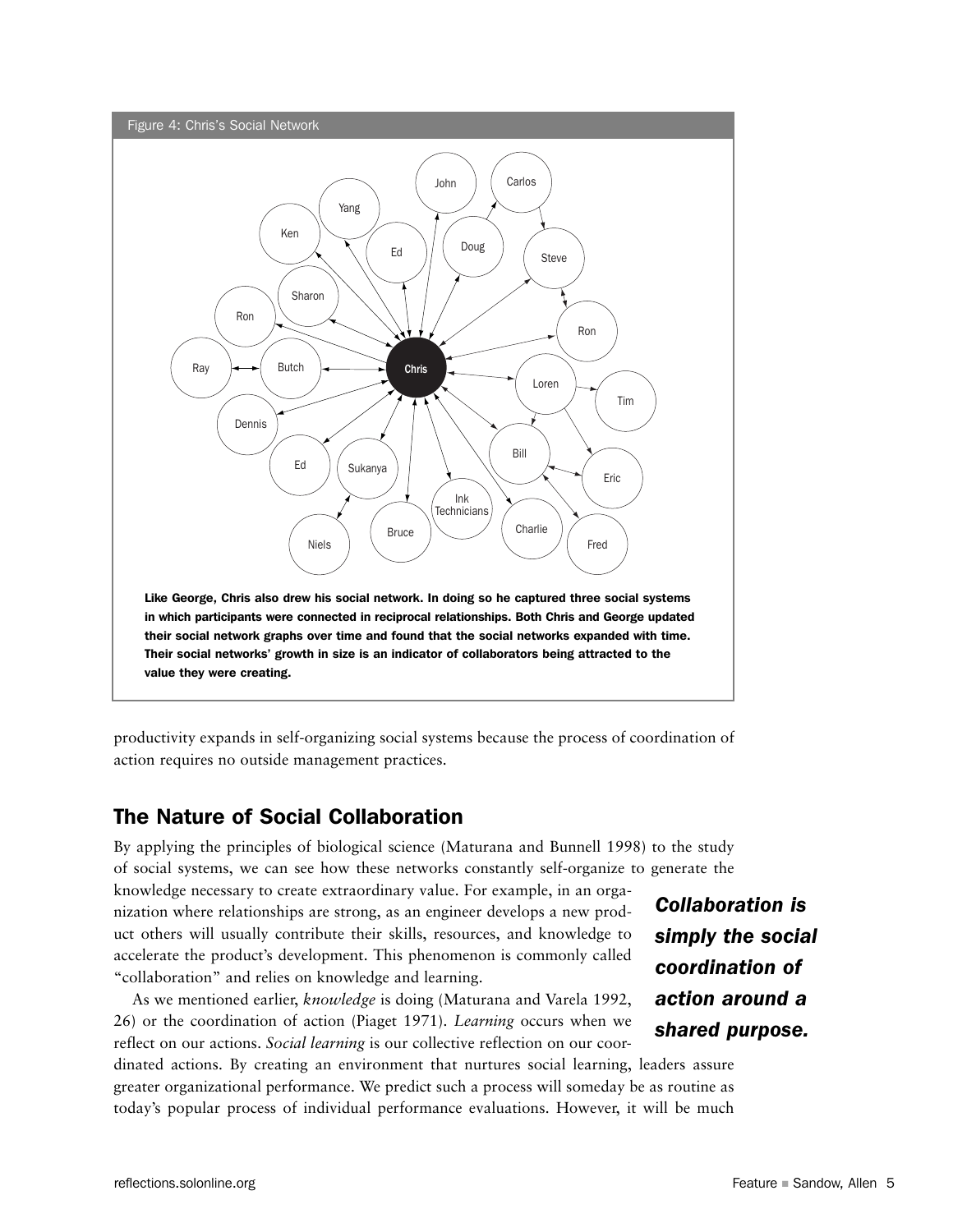Figure 4: Chris's Social Network

Like George, Chris also drew his social network. In doing so he captured three social systems in which participants were connected in reciprocal relationships. Both Chris and George updated their social network graphs over time and found that the social networks expanded with time. Their social networks' growth in size is an indicator of collaborators being attracted to the value they were creating.

productivity expands in self-organizing social systems because the process of coordination of action requires no outside management practices.

## The Nature of Social Collaboration

By applying the principles of biological science (Maturana and Bunnell 1998) to the study of social systems, we can see how these networks constantly self-organize to generate the knowledge necessary to create extraordinary value. For example, in an organization where relationships are strong, as an engineer develops a new product others will usually contribute their skills, resources, and knowledge to accelerate the product's development. This phenomenon is commonly called "collaboration" and relies on knowledge and learning.

***Collaboration is simply the social coordination of action around a shared purpose.***

As we mentioned earlier, *knowledge* is doing (Maturana and Varela 1992, 26) or the coordination of action (Piaget 1971). *Learning* occurs when we reflect on our actions. *Social learning* is our collective reflection on our coordinated actions. By creating an environment that nurtures social learning, leaders assure greater organizational performance. We predict such a process will someday be as routine as today's popular process of individual performance evaluations. However, it will be much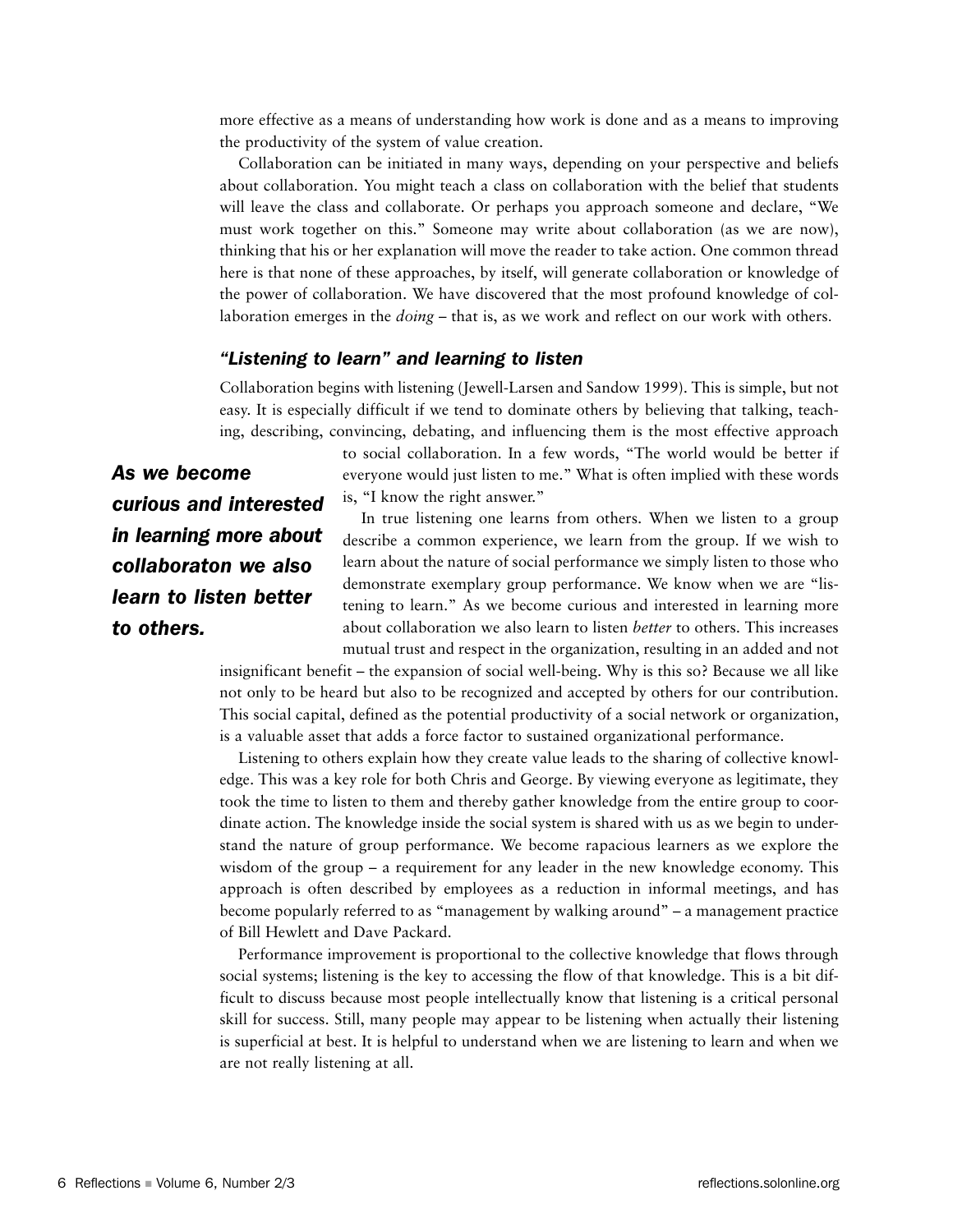more effective as a means of understanding how work is done and as a means to improving the productivity of the system of value creation.

Collaboration can be initiated in many ways, depending on your perspective and beliefs about collaboration. You might teach a class on collaboration with the belief that students will leave the class and collaborate. Or perhaps you approach someone and declare, "We must work together on this." Someone may write about collaboration (as we are now), thinking that his or her explanation will move the reader to take action. One common thread here is that none of these approaches, by itself, will generate collaboration or knowledge of the power of collaboration. We have discovered that the most profound knowledge of collaboration emerges in the *doing* – that is, as we work and reflect on our work with others.

### *"Listening to learn" and learning to listen*

Collaboration begins with listening (Jewell-Larsen and Sandow 1999). This is simple, but not easy. It is especially difficult if we tend to dominate others by believing that talking, teaching, describing, convincing, debating, and influencing them is the most effective approach to social collaboration. In a few words, "The world would be better if everyone would just listen to me." What is often implied with these words is, "I know the right answer."

***As we become curious and interested in learning more about collaboraton we also learn to listen better to others.***

In true listening one learns from others. When we listen to a group describe a common experience, we learn from the group. If we wish to learn about the nature of social performance we simply listen to those who demonstrate exemplary group performance. We know when we are "listening to learn." As we become curious and interested in learning more about collaboration we also learn to listen *better* to others. This increases mutual trust and respect in the organization, resulting in an added and not insignificant benefit – the expansion of social well-being. Why is this so? Because we all like not only to be heard but also to be recognized and accepted by others for our contribution. This social capital, defined as the potential productivity of a social network or organization, is a valuable asset that adds a force factor to sustained organizational performance.

Listening to others explain how they create value leads to the sharing of collective knowledge. This was a key role for both Chris and George. By viewing everyone as legitimate, they took the time to listen to them and thereby gather knowledge from the entire group to coordinate action. The knowledge inside the social system is shared with us as we begin to understand the nature of group performance. We become rapacious learners as we explore the wisdom of the group – a requirement for any leader in the new knowledge economy. This approach is often described by employees as a reduction in informal meetings, and has become popularly referred to as "management by walking around" – a management practice of Bill Hewlett and Dave Packard.

Performance improvement is proportional to the collective knowledge that flows through social systems; listening is the key to accessing the flow of that knowledge. This is a bit difficult to discuss because most people intellectually know that listening is a critical personal skill for success. Still, many people may appear to be listening when actually their listening is superficial at best. It is helpful to understand when we are listening to learn and when we are not really listening at all.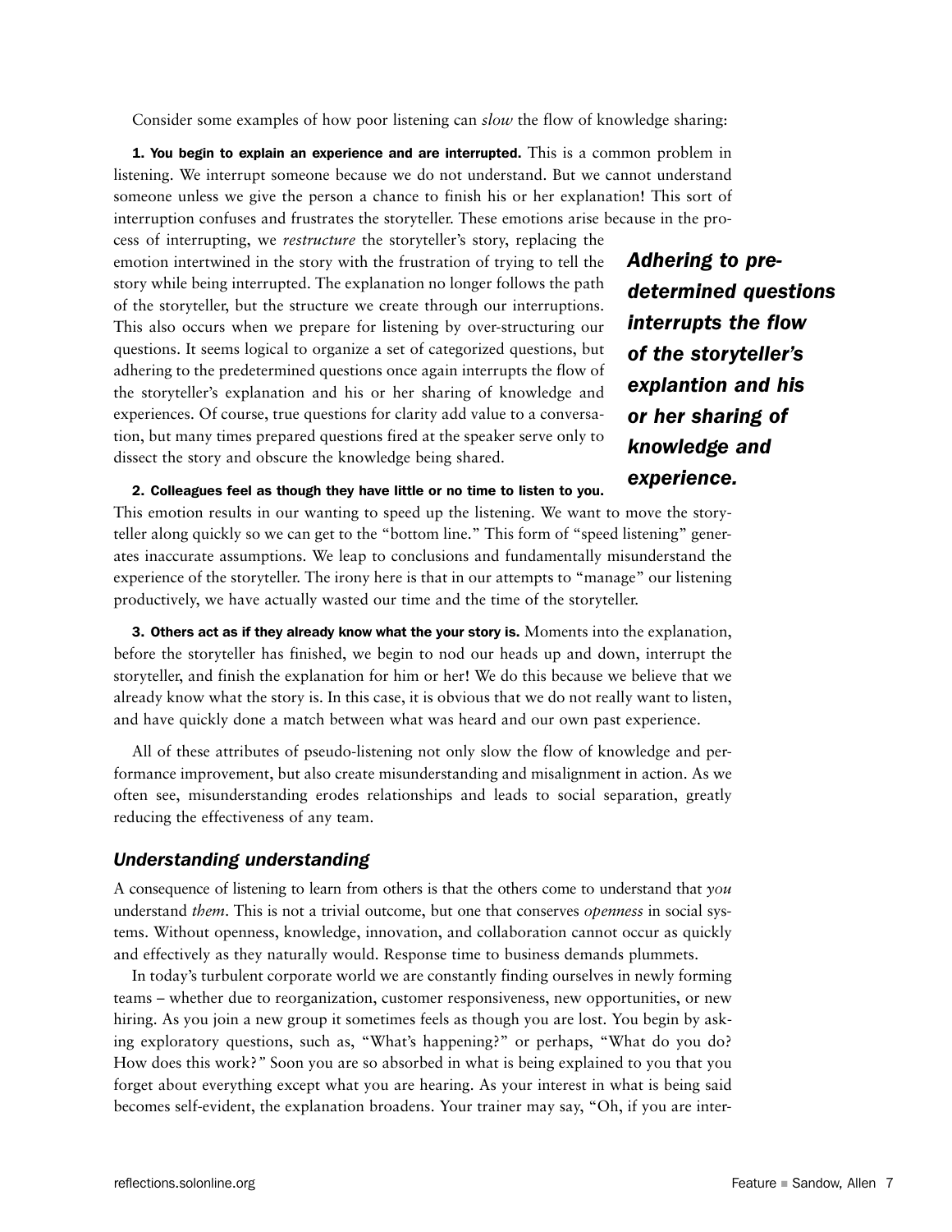Consider some examples of how poor listening can *slow* the flow of knowledge sharing:

**1. You begin to explain an experience and are interrupted.** This is a common problem in listening. We interrupt someone because we do not understand. But we cannot understand someone unless we give the person a chance to finish his or her explanation! This sort of interruption confuses and frustrates the storyteller. These emotions arise because in the process of interrupting, we *restructure* the storyteller's story, replacing the emotion intertwined in the story with the frustration of trying to tell the story while being interrupted. The explanation no longer follows the path of the storyteller, but the structure we create through our interruptions. This also occurs when we prepare for listening by over-structuring our questions. It seems logical to organize a set of categorized questions, but adhering to the predetermined questions once again interrupts the flow of the storyteller's explanation and his or her sharing of knowledge and experiences. Of course, true questions for clarity add value to a conversation, but many times prepared questions fired at the speaker serve only to dissect the story and obscure the knowledge being shared.

***Adhering to predetermined questions interrupts the flow of the storyteller's explantion and his or her sharing of knowledge and experience.***

**2. Colleagues feel as though they have little or no time to listen to you.** This emotion results in our wanting to speed up the listening. We want to move the storyteller along quickly so we can get to the "bottom line." This form of "speed listening" generates inaccurate assumptions. We leap to conclusions and fundamentally misunderstand the experience of the storyteller. The irony here is that in our attempts to "manage" our listening productively, we have actually wasted our time and the time of the storyteller.

**3. Others act as if they already know what the your story is.** Moments into the explanation, before the storyteller has finished, we begin to nod our heads up and down, interrupt the storyteller, and finish the explanation for him or her! We do this because we believe that we already know what the story is. In this case, it is obvious that we do not really want to listen, and have quickly done a match between what was heard and our own past experience.

All of these attributes of pseudo-listening not only slow the flow of knowledge and performance improvement, but also create misunderstanding and misalignment in action. As we often see, misunderstanding erodes relationships and leads to social separation, greatly reducing the effectiveness of any team.

### *Understanding understanding*

A consequence of listening to learn from others is that the others come to understand that *you* understand *them*. This is not a trivial outcome, but one that conserves *openness* in social systems. Without openness, knowledge, innovation, and collaboration cannot occur as quickly and effectively as they naturally would. Response time to business demands plummets.

In today's turbulent corporate world we are constantly finding ourselves in newly forming teams – whether due to reorganization, customer responsiveness, new opportunities, or new hiring. As you join a new group it sometimes feels as though you are lost. You begin by asking exploratory questions, such as, "What's happening?" or perhaps, "What do you do? How does this work?" Soon you are so absorbed in what is being explained to you that you forget about everything except what you are hearing. As your interest in what is being said becomes self-evident, the explanation broadens. Your trainer may say, "Oh, if you are inter-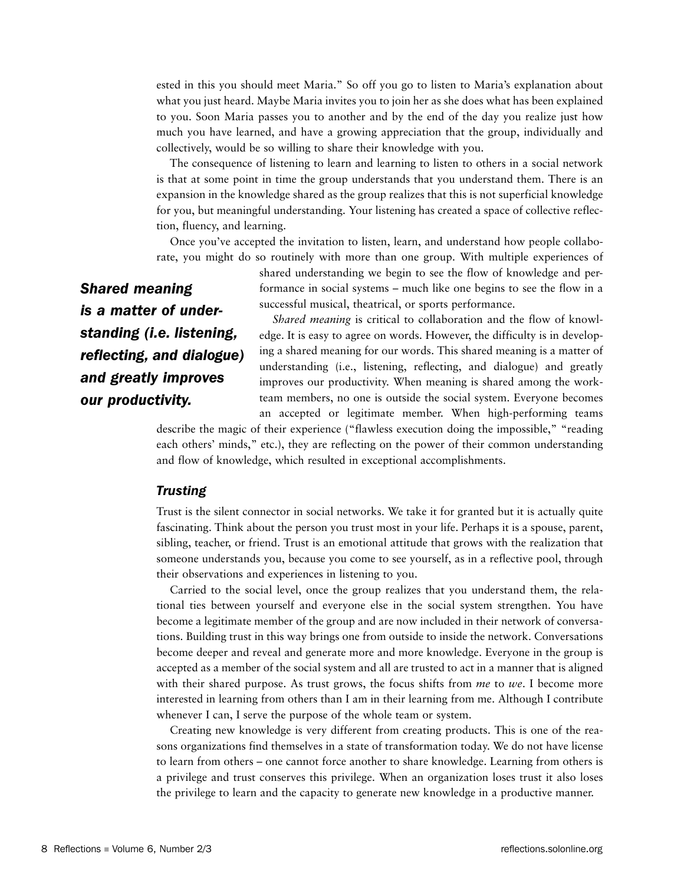ested in this you should meet Maria." So off you go to listen to Maria's explanation about what you just heard. Maybe Maria invites you to join her as she does what has been explained to you. Soon Maria passes you to another and by the end of the day you realize just how much you have learned, and have a growing appreciation that the group, individually and collectively, would be so willing to share their knowledge with you.

The consequence of listening to learn and learning to listen to others in a social network is that at some point in time the group understands that you understand them. There is an expansion in the knowledge shared as the group realizes that this is not superficial knowledge for you, but meaningful understanding. Your listening has created a space of collective reflection, fluency, and learning.

Once you've accepted the invitation to listen, learn, and understand how people collaborate, you might do so routinely with more than one group. With multiple experiences of shared understanding we begin to see the flow of knowledge and performance in social systems – much like one begins to see the flow in a successful musical, theatrical, or sports performance.

***Shared meaning is a matter of understanding (i.e. listening, reflecting, and dialogue) and greatly improves our productivity.***

*Shared meaning* is critical to collaboration and the flow of knowledge. It is easy to agree on words. However, the difficulty is in developing a shared meaning for our words. This shared meaning is a matter of understanding (i.e., listening, reflecting, and dialogue) and greatly improves our productivity. When meaning is shared among the work-team members, no one is outside the social system. Everyone becomes an accepted or legitimate member. When high-performing teams describe the magic of their experience ("flawless execution doing the impossible," "reading each others' minds," etc.), they are reflecting on the power of their common understanding and flow of knowledge, which resulted in exceptional accomplishments.

### *Trusting*

Trust is the silent connector in social networks. We take it for granted but it is actually quite fascinating. Think about the person you trust most in your life. Perhaps it is a spouse, parent, sibling, teacher, or friend. Trust is an emotional attitude that grows with the realization that someone understands you, because you come to see yourself, as in a reflective pool, through their observations and experiences in listening to you.

Carried to the social level, once the group realizes that you understand them, the relational ties between yourself and everyone else in the social system strengthen. You have become a legitimate member of the group and are now included in their network of conversations. Building trust in this way brings one from outside to inside the network. Conversations become deeper and reveal and generate more and more knowledge. Everyone in the group is accepted as a member of the social system and all are trusted to act in a manner that is aligned with their shared purpose. As trust grows, the focus shifts from *me* to *we*. I become more interested in learning from others than I am in their learning from me. Although I contribute whenever I can, I serve the purpose of the whole team or system.

Creating new knowledge is very different from creating products. This is one of the reasons organizations find themselves in a state of transformation today. We do not have license to learn from others – one cannot force another to share knowledge. Learning from others is a privilege and trust conserves this privilege. When an organization loses trust it also loses the privilege to learn and the capacity to generate new knowledge in a productive manner.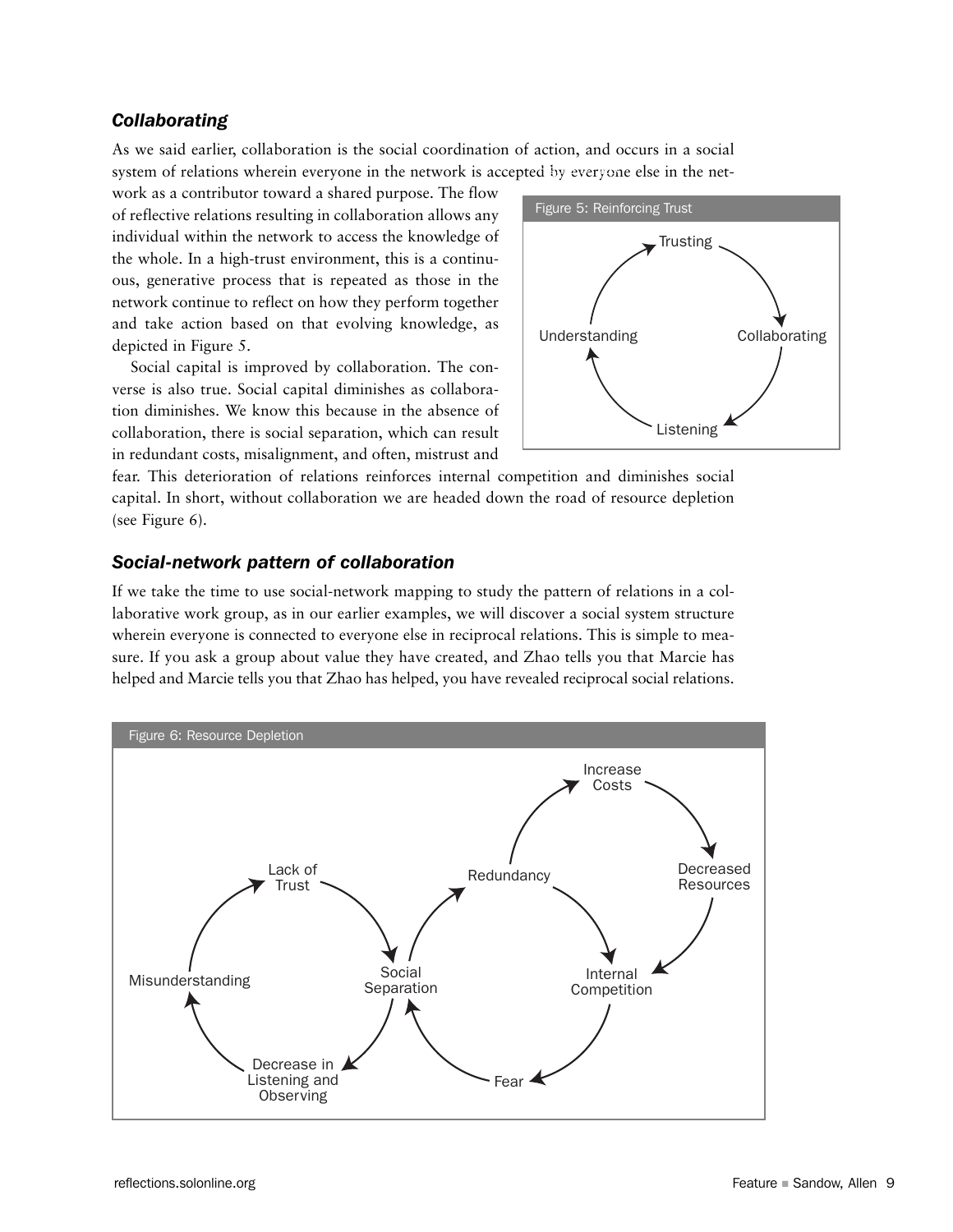### *Collaborating*

As we said earlier, collaboration is the social coordination of action, and occurs in a social system of relations wherein everyone in the network is accepted by everyone else in the network as a contributor toward a shared purpose. The flow of reflective relations resulting in collaboration allows any individual within the network to access the knowledge of the whole. In a high-trust environment, this is a continuous, generative process that is repeated as those in the network continue to reflect on how they perform together and take action based on that evolving knowledge, as depicted in Figure 5.

Figure 5: Reinforcing Trust

Trusting → Collaborating → Listening → Understanding → Trusting

Social capital is improved by collaboration. The converse is also true. Social capital diminishes as collaboration diminishes. We know this because in the absence of collaboration, there is social separation, which can result in redundant costs, misalignment, and often, mistrust and fear. This deterioration of relations reinforces internal competition and diminishes social capital. In short, without collaboration we are headed down the road of resource depletion (see Figure 6).

### *Social-network pattern of collaboration*

If we take the time to use social-network mapping to study the pattern of relations in a collaborative work group, as in our earlier examples, we will discover a social system structure wherein everyone is connected to everyone else in reciprocal relations. This is simple to measure. If you ask a group about value they have created, and Zhao tells you that Marcie has helped and Marcie tells you that Zhao has helped, you have revealed reciprocal social relations.

Figure 6: Resource Depletion

Lack of Trust → Social Separation → Decrease in Listening and Observing → Misunderstanding → Lack of Trust

Social Separation → Redundancy → Internal Competition → Fear → Social Separation

Redundancy → Increase Costs → Decreased Resources → Internal Competition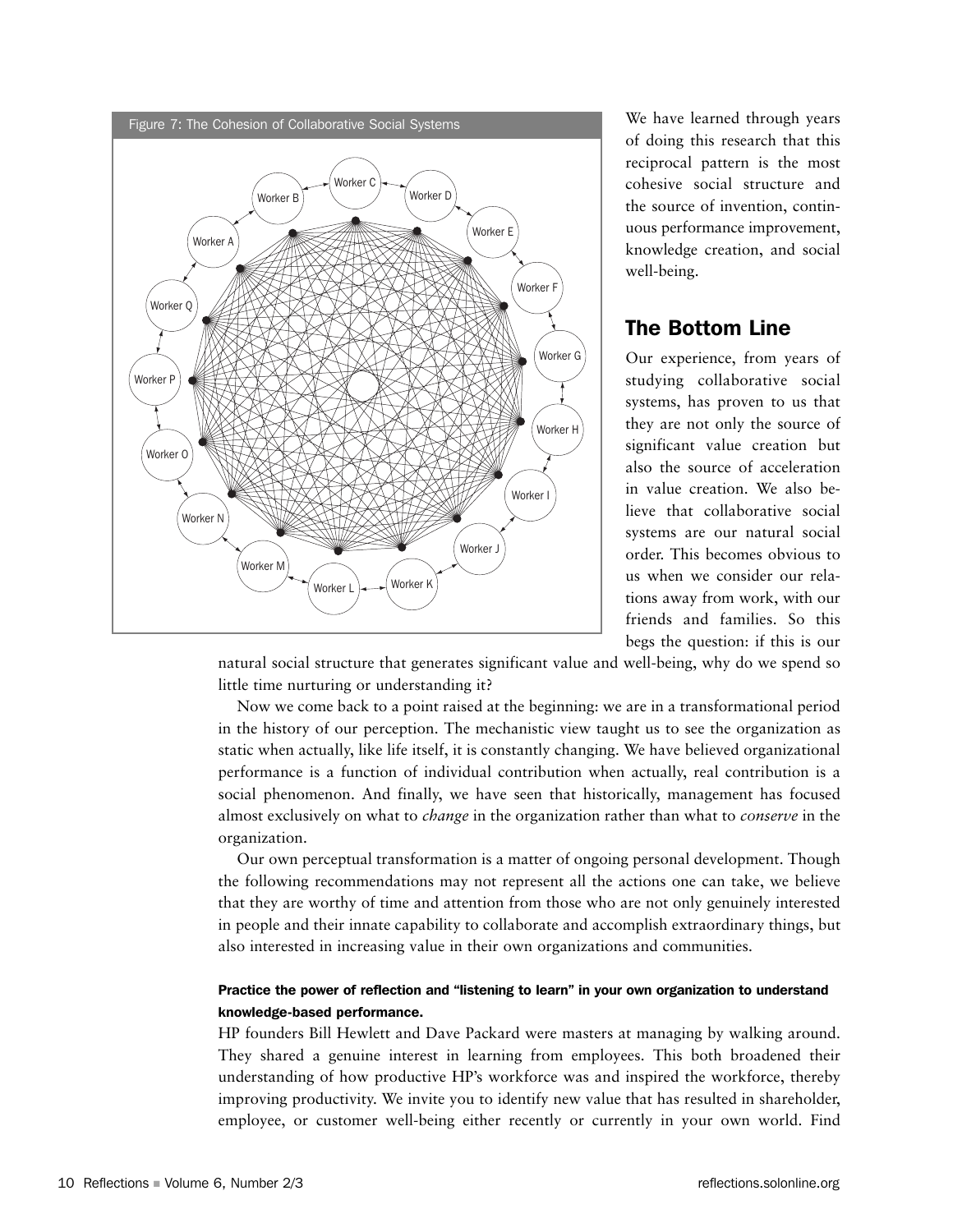Figure 7: The Cohesion of Collaborative Social Systems

We have learned through years of doing this research that this reciprocal pattern is the most cohesive social structure and the source of invention, continuous performance improvement, knowledge creation, and social well-being.

## The Bottom Line

Our experience, from years of studying collaborative social systems, has proven to us that they are not only the source of significant value creation but also the source of acceleration in value creation. We also believe that collaborative social systems are our natural social order. This becomes obvious to us when we consider our relations away from work, with our friends and families. So this begs the question: if this is our natural social structure that generates significant value and well-being, why do we spend so little time nurturing or understanding it?

Now we come back to a point raised at the beginning: we are in a transformational period in the history of our perception. The mechanistic view taught us to see the organization as static when actually, like life itself, it is constantly changing. We have believed organizational performance is a function of individual contribution when actually, real contribution is a social phenomenon. And finally, we have seen that historically, management has focused almost exclusively on what to *change* in the organization rather than what to *conserve* in the organization.

Our own perceptual transformation is a matter of ongoing personal development. Though the following recommendations may not represent all the actions one can take, we believe that they are worthy of time and attention from those who are not only genuinely interested in people and their innate capability to collaborate and accomplish extraordinary things, but also interested in increasing value in their own organizations and communities.

**Practice the power of reflection and "listening to learn" in your own organization to understand knowledge-based performance.**

HP founders Bill Hewlett and Dave Packard were masters at managing by walking around. They shared a genuine interest in learning from employees. This both broadened their understanding of how productive HP's workforce was and inspired the workforce, thereby improving productivity. We invite you to identify new value that has resulted in shareholder, employee, or customer well-being either recently or currently in your own world. Find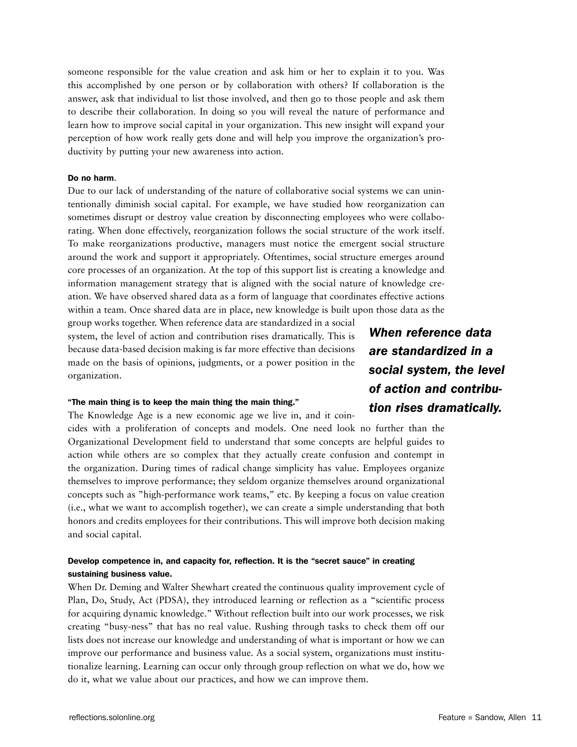someone responsible for the value creation and ask him or her to explain it to you. Was this accomplished by one person or by collaboration with others? If collaboration is the answer, ask that individual to list those involved, and then go to those people and ask them to describe their collaboration. In doing so you will reveal the nature of performance and learn how to improve social capital in your organization. This new insight will expand your perception of how work really gets done and will help you improve the organization's productivity by putting your new awareness into action.

**Do no harm**.

Due to our lack of understanding of the nature of collaborative social systems we can unintentionally diminish social capital. For example, we have studied how reorganization can sometimes disrupt or destroy value creation by disconnecting employees who were collaborating. When done effectively, reorganization follows the social structure of the work itself. To make reorganizations productive, managers must notice the emergent social structure around the work and support it appropriately. Oftentimes, social structure emerges around core processes of an organization. At the top of this support list is creating a knowledge and information management strategy that is aligned with the social nature of knowledge creation. We have observed shared data as a form of language that coordinates effective actions within a team. Once shared data are in place, new knowledge is built upon those data as the group works together. When reference data are standardized in a social system, the level of action and contribution rises dramatically. This is because data-based decision making is far more effective than decisions made on the basis of opinions, judgments, or a power position in the organization.

***When reference data are standardized in a social system, the level of action and contribution rises dramatically.***

**"The main thing is to keep the main thing the main thing."**

The Knowledge Age is a new economic age we live in, and it coincides with a proliferation of concepts and models. One need look no further than the Organizational Development field to understand that some concepts are helpful guides to action while others are so complex that they actually create confusion and contempt in the organization. During times of radical change simplicity has value. Employees organize themselves to improve performance; they seldom organize themselves around organizational concepts such as "high-performance work teams," etc. By keeping a focus on value creation (i.e., what we want to accomplish together), we can create a simple understanding that both honors and credits employees for their contributions. This will improve both decision making and social capital.

**Develop competence in, and capacity for, reflection. It is the "secret sauce" in creating sustaining business value.**

When Dr. Deming and Walter Shewhart created the continuous quality improvement cycle of Plan, Do, Study, Act (PDSA), they introduced learning or reflection as a "scientific process for acquiring dynamic knowledge." Without reflection built into our work processes, we risk creating "busy-ness" that has no real value. Rushing through tasks to check them off our lists does not increase our knowledge and understanding of what is important or how we can improve our performance and business value. As a social system, organizations must institutionalize learning. Learning can occur only through group reflection on what we do, how we do it, what we value about our practices, and how we can improve them.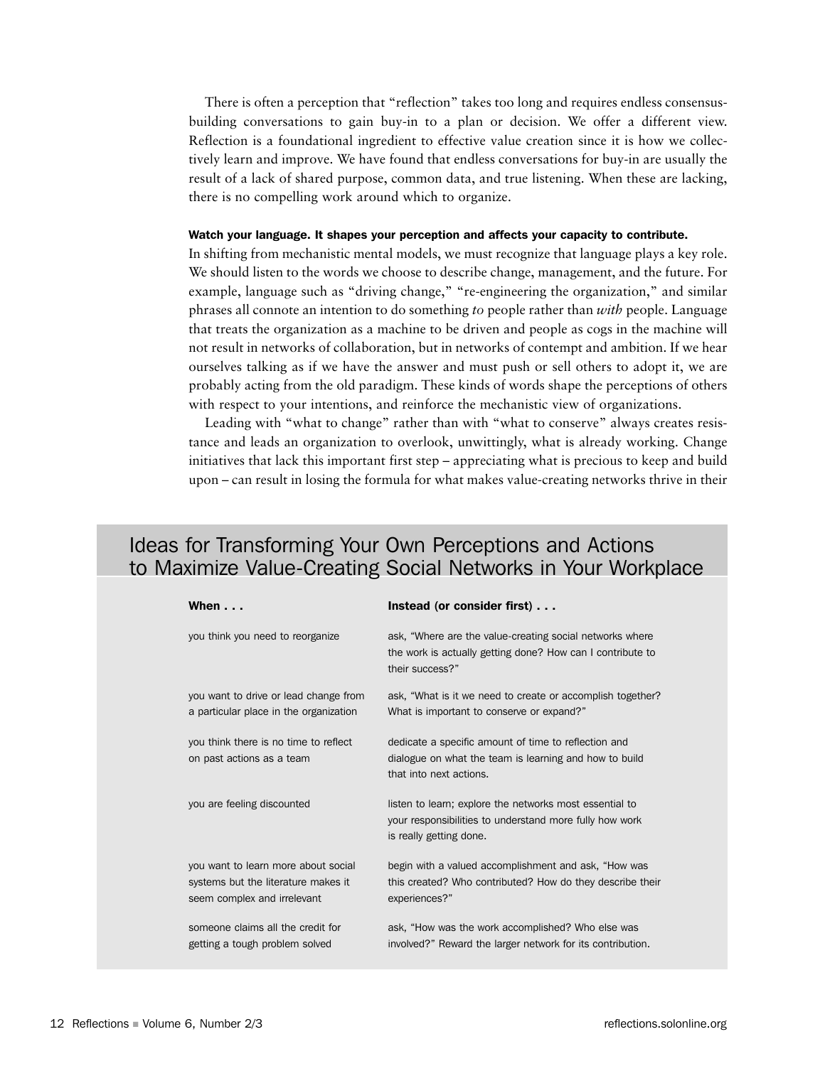There is often a perception that "reflection" takes too long and requires endless consensus-building conversations to gain buy-in to a plan or decision. We offer a different view. Reflection is a foundational ingredient to effective value creation since it is how we collectively learn and improve. We have found that endless conversations for buy-in are usually the result of a lack of shared purpose, common data, and true listening. When these are lacking, there is no compelling work around which to organize.

**Watch your language. It shapes your perception and affects your capacity to contribute.**

In shifting from mechanistic mental models, we must recognize that language plays a key role. We should listen to the words we choose to describe change, management, and the future. For example, language such as "driving change," "re-engineering the organization," and similar phrases all connote an intention to do something *to* people rather than *with* people. Language that treats the organization as a machine to be driven and people as cogs in the machine will not result in networks of collaboration, but in networks of contempt and ambition. If we hear ourselves talking as if we have the answer and must push or sell others to adopt it, we are probably acting from the old paradigm. These kinds of words shape the perceptions of others with respect to your intentions, and reinforce the mechanistic view of organizations.

Leading with "what to change" rather than with "what to conserve" always creates resistance and leads an organization to overlook, unwittingly, what is already working. Change initiatives that lack this important first step – appreciating what is precious to keep and build upon – can result in losing the formula for what makes value-creating networks thrive in their

## Ideas for Transforming Your Own Perceptions and Actions to Maximize Value-Creating Social Networks in Your Workplace

| When . . . | Instead (or consider first) . . . |
|---|---|
| you think you need to reorganize | ask, "Where are the value-creating social networks where the work is actually getting done? How can I contribute to their success?" |
| you want to drive or lead change from a particular place in the organization | ask, "What is it we need to create or accomplish together? What is important to conserve or expand?" |
| you think there is no time to reflect on past actions as a team | dedicate a specific amount of time to reflection and dialogue on what the team is learning and how to build that into next actions. |
| you are feeling discounted | listen to learn; explore the networks most essential to your responsibilities to understand more fully how work is really getting done. |
| you want to learn more about social systems but the literature makes it seem complex and irrelevant | begin with a valued accomplishment and ask, "How was this created? Who contributed? How do they describe their experiences?" |
| someone claims all the credit for getting a tough problem solved | ask, "How was the work accomplished? Who else was involved?" Reward the larger network for its contribution. |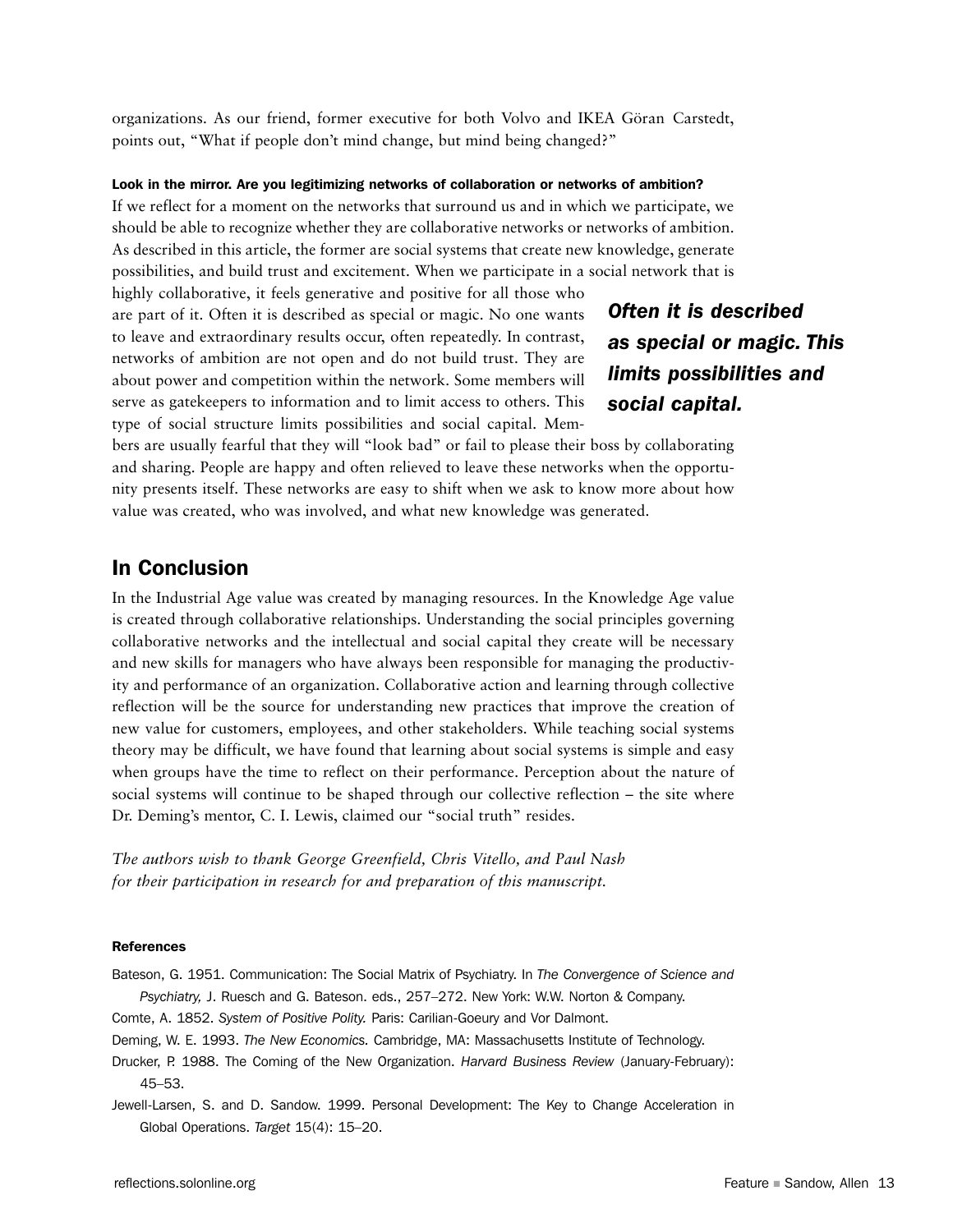organizations. As our friend, former executive for both Volvo and IKEA Göran Carstedt, points out, "What if people don't mind change, but mind being changed?"

**Look in the mirror. Are you legitimizing networks of collaboration or networks of ambition?**

If we reflect for a moment on the networks that surround us and in which we participate, we should be able to recognize whether they are collaborative networks or networks of ambition. As described in this article, the former are social systems that create new knowledge, generate possibilities, and build trust and excitement. When we participate in a social network that is highly collaborative, it feels generative and positive for all those who are part of it. Often it is described as special or magic. No one wants to leave and extraordinary results occur, often repeatedly. In contrast, networks of ambition are not open and do not build trust. They are about power and competition within the network. Some members will serve as gatekeepers to information and to limit access to others. This type of social structure limits possibilities and social capital. Members are usually fearful that they will "look bad" or fail to please their boss by collaborating and sharing. People are happy and often relieved to leave these networks when the opportunity presents itself. These networks are easy to shift when we ask to know more about how value was created, who was involved, and what new knowledge was generated.

***Often it is described as special or magic. This limits possibilities and social capital.***

## In Conclusion

In the Industrial Age value was created by managing resources. In the Knowledge Age value is created through collaborative relationships. Understanding the social principles governing collaborative networks and the intellectual and social capital they create will be necessary and new skills for managers who have always been responsible for managing the productivity and performance of an organization. Collaborative action and learning through collective reflection will be the source for understanding new practices that improve the creation of new value for customers, employees, and other stakeholders. While teaching social systems theory may be difficult, we have found that learning about social systems is simple and easy when groups have the time to reflect on their performance. Perception about the nature of social systems will continue to be shaped through our collective reflection – the site where Dr. Deming's mentor, C. I. Lewis, claimed our "social truth" resides.

*The authors wish to thank George Greenfield, Chris Vitello, and Paul Nash for their participation in research for and preparation of this manuscript.*

**References**

Bateson, G. 1951. Communication: The Social Matrix of Psychiatry. In *The Convergence of Science and Psychiatry,* J. Ruesch and G. Bateson. eds., 257–272. New York: W.W. Norton & Company.

Comte, A. 1852. *System of Positive Polity.* Paris: Carilian-Goeury and Vor Dalmont.

Deming, W. E. 1993. *The New Economics.* Cambridge, MA: Massachusetts Institute of Technology.

Drucker, P. 1988. The Coming of the New Organization. *Harvard Business Review* (January-February): 45–53.

Jewell-Larsen, S. and D. Sandow. 1999. Personal Development: The Key to Change Acceleration in Global Operations. *Target* 15(4): 15–20.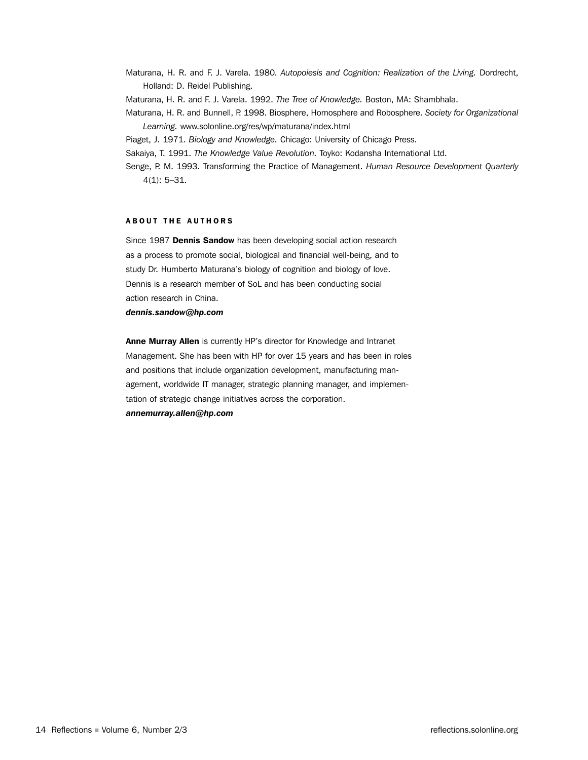Maturana, H. R. and F. J. Varela. 1980. *Autopoiesis and Cognition: Realization of the Living.* Dordrecht, Holland: D. Reidel Publishing.

Maturana, H. R. and F. J. Varela. 1992. *The Tree of Knowledge.* Boston, MA: Shambhala.

Maturana, H. R. and Bunnell, P. 1998. Biosphere, Homosphere and Robosphere. *Society for Organizational Learning.* www.solonline.org/res/wp/maturana/index.html

Piaget, J. 1971. *Biology and Knowledge.* Chicago: University of Chicago Press.

Sakaiya, T. 1991. *The Knowledge Value Revolution.* Toyko: Kodansha International Ltd.

Senge, P. M. 1993. Transforming the Practice of Management. *Human Resource Development Quarterly* 4(1): 5–31.

## ABOUT THE AUTHORS

Since 1987 **Dennis Sandow** has been developing social action research as a process to promote social, biological and financial well-being, and to study Dr. Humberto Maturana's biology of cognition and biology of love. Dennis is a research member of SoL and has been conducting social action research in China.
***dennis.sandow@hp.com***

**Anne Murray Allen** is currently HP's director for Knowledge and Intranet Management. She has been with HP for over 15 years and has been in roles and positions that include organization development, manufacturing management, worldwide IT manager, strategic planning manager, and implementation of strategic change initiatives across the corporation.
***annemurray.allen@hp.com***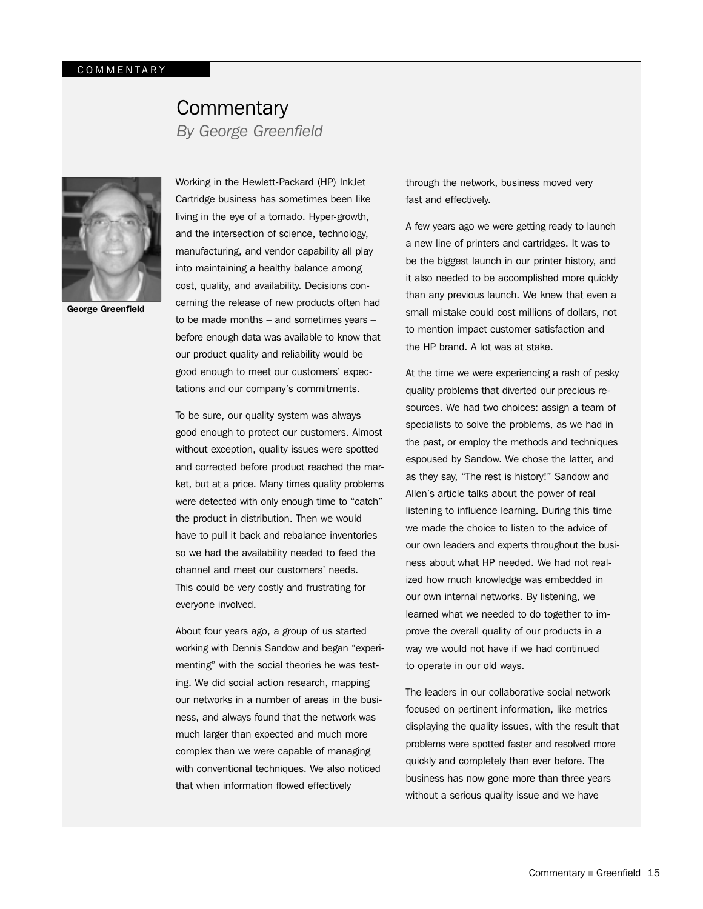# Commentary

*By George Greenfield*

George Greenfield

Working in the Hewlett-Packard (HP) InkJet Cartridge business has sometimes been like living in the eye of a tornado. Hyper-growth, and the intersection of science, technology, manufacturing, and vendor capability all play into maintaining a healthy balance among cost, quality, and availability. Decisions concerning the release of new products often had to be made months – and sometimes years – before enough data was available to know that our product quality and reliability would be good enough to meet our customers' expectations and our company's commitments.

To be sure, our quality system was always good enough to protect our customers. Almost without exception, quality issues were spotted and corrected before product reached the market, but at a price. Many times quality problems were detected with only enough time to "catch" the product in distribution. Then we would have to pull it back and rebalance inventories so we had the availability needed to feed the channel and meet our customers' needs. This could be very costly and frustrating for everyone involved.

About four years ago, a group of us started working with Dennis Sandow and began "experimenting" with the social theories he was testing. We did social action research, mapping our networks in a number of areas in the business, and always found that the network was much larger than expected and much more complex than we were capable of managing with conventional techniques. We also noticed that when information flowed effectively through the network, business moved very fast and effectively.

A few years ago we were getting ready to launch a new line of printers and cartridges. It was to be the biggest launch in our printer history, and it also needed to be accomplished more quickly than any previous launch. We knew that even a small mistake could cost millions of dollars, not to mention impact customer satisfaction and the HP brand. A lot was at stake.

At the time we were experiencing a rash of pesky quality problems that diverted our precious resources. We had two choices: assign a team of specialists to solve the problems, as we had in the past, or employ the methods and techniques espoused by Sandow. We chose the latter, and as they say, "The rest is history!" Sandow and Allen's article talks about the power of real listening to influence learning. During this time we made the choice to listen to the advice of our own leaders and experts throughout the business about what HP needed. We had not realized how much knowledge was embedded in our own internal networks. By listening, we learned what we needed to do together to improve the overall quality of our products in a way we would not have if we had continued to operate in our old ways.

The leaders in our collaborative social network focused on pertinent information, like metrics displaying the quality issues, with the result that problems were spotted faster and resolved more quickly and completely than ever before. The business has now gone more than three years without a serious quality issue and we have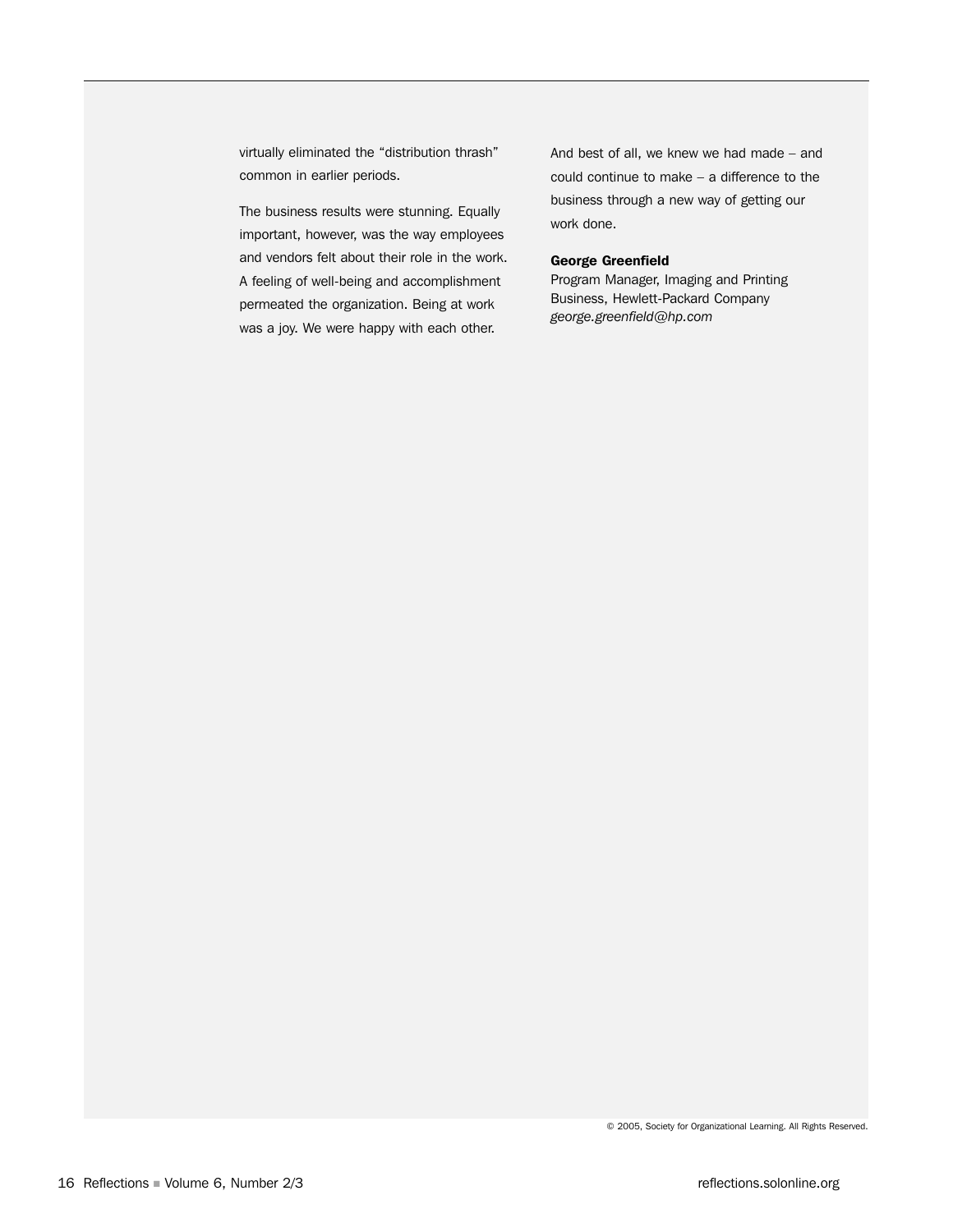virtually eliminated the "distribution thrash" common in earlier periods.

The business results were stunning. Equally important, however, was the way employees and vendors felt about their role in the work. A feeling of well-being and accomplishment permeated the organization. Being at work was a joy. We were happy with each other.

And best of all, we knew we had made – and could continue to make – a difference to the business through a new way of getting our work done.

**George Greenfield**
Program Manager, Imaging and Printing Business, Hewlett-Packard Company
*george.greenfield@hp.com*

© 2005, Society for Organizational Learning. All Rights Reserved.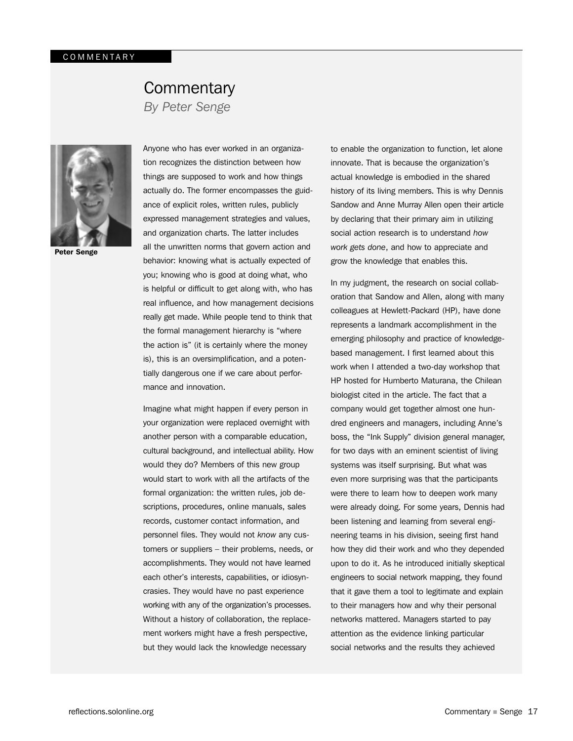# Commentary

*By Peter Senge*

Peter Senge

Anyone who has ever worked in an organization recognizes the distinction between how things are supposed to work and how things actually do. The former encompasses the guidance of explicit roles, written rules, publicly expressed management strategies and values, and organization charts. The latter includes all the unwritten norms that govern action and behavior: knowing what is actually expected of you; knowing who is good at doing what, who is helpful or difficult to get along with, who has real influence, and how management decisions really get made. While people tend to think that the formal management hierarchy is "where the action is" (it is certainly where the money is), this is an oversimplification, and a potentially dangerous one if we care about performance and innovation.

Imagine what might happen if every person in your organization were replaced overnight with another person with a comparable education, cultural background, and intellectual ability. How would they do? Members of this new group would start to work with all the artifacts of the formal organization: the written rules, job descriptions, procedures, online manuals, sales records, customer contact information, and personnel files. They would not *know* any customers or suppliers – their problems, needs, or accomplishments. They would not have learned each other's interests, capabilities, or idiosyncrasies. They would have no past experience working with any of the organization's processes. Without a history of collaboration, the replacement workers might have a fresh perspective, but they would lack the knowledge necessary to enable the organization to function, let alone innovate. That is because the organization's actual knowledge is embodied in the shared history of its living members. This is why Dennis Sandow and Anne Murray Allen open their article by declaring that their primary aim in utilizing social action research is to understand *how work gets done*, and how to appreciate and grow the knowledge that enables this.

In my judgment, the research on social collaboration that Sandow and Allen, along with many colleagues at Hewlett-Packard (HP), have done represents a landmark accomplishment in the emerging philosophy and practice of knowledge-based management. I first learned about this work when I attended a two-day workshop that HP hosted for Humberto Maturana, the Chilean biologist cited in the article. The fact that a company would get together almost one hundred engineers and managers, including Anne's boss, the "Ink Supply" division general manager, for two days with an eminent scientist of living systems was itself surprising. But what was even more surprising was that the participants were there to learn how to deepen work many were already doing. For some years, Dennis had been listening and learning from several engineering teams in his division, seeing first hand how they did their work and who they depended upon to do it. As he introduced initially skeptical engineers to social network mapping, they found that it gave them a tool to legitimate and explain to their managers how and why their personal networks mattered. Managers started to pay attention as the evidence linking particular social networks and the results they achieved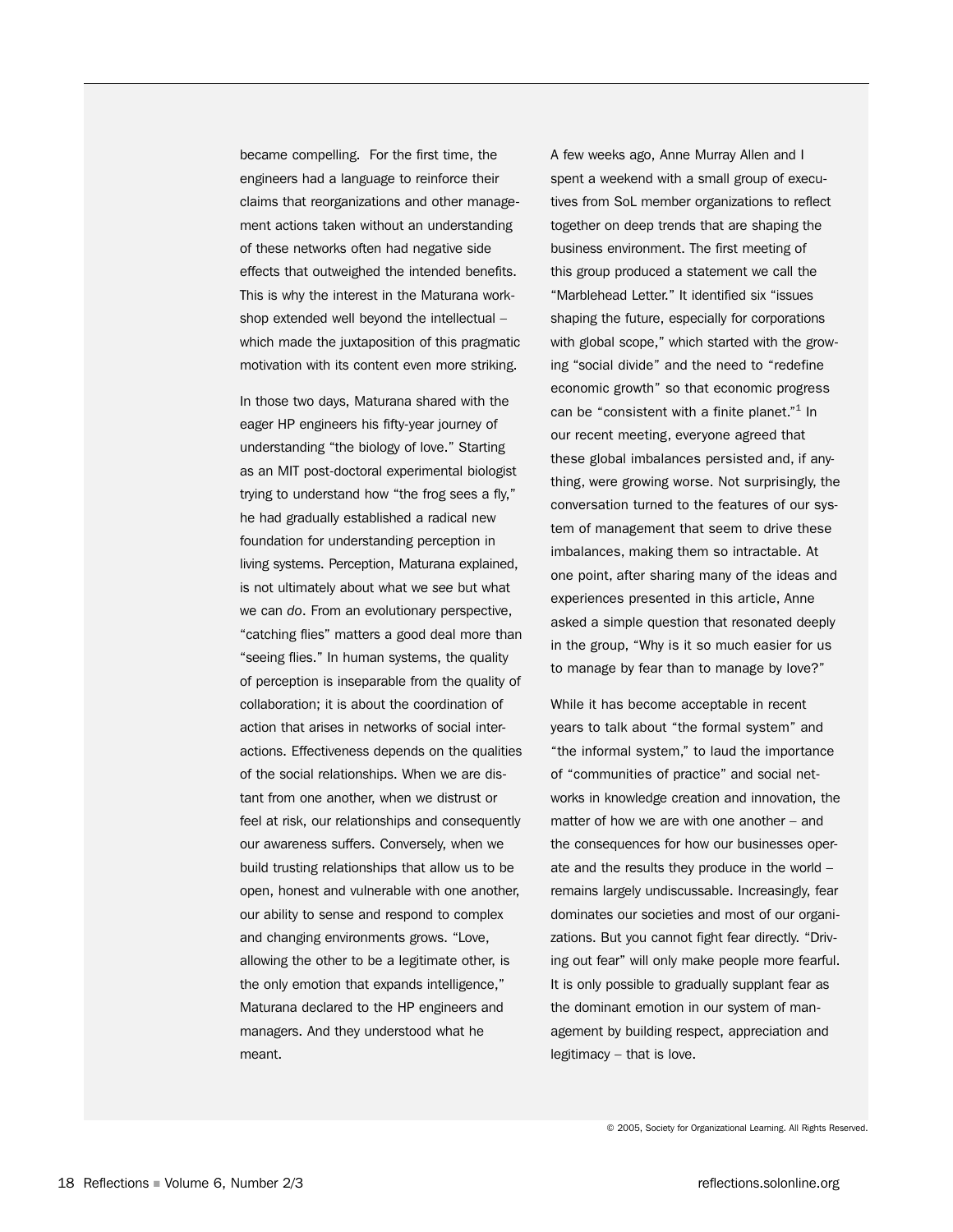became compelling. For the first time, the engineers had a language to reinforce their claims that reorganizations and other management actions taken without an understanding of these networks often had negative side effects that outweighed the intended benefits. This is why the interest in the Maturana workshop extended well beyond the intellectual – which made the juxtaposition of this pragmatic motivation with its content even more striking.

In those two days, Maturana shared with the eager HP engineers his fifty-year journey of understanding "the biology of love." Starting as an MIT post-doctoral experimental biologist trying to understand how "the frog sees a fly," he had gradually established a radical new foundation for understanding perception in living systems. Perception, Maturana explained, is not ultimately about what we *see* but what we can *do*. From an evolutionary perspective, "catching flies" matters a good deal more than "seeing flies." In human systems, the quality of perception is inseparable from the quality of collaboration; it is about the coordination of action that arises in networks of social interactions. Effectiveness depends on the qualities of the social relationships. When we are distant from one another, when we distrust or feel at risk, our relationships and consequently our awareness suffers. Conversely, when we build trusting relationships that allow us to be open, honest and vulnerable with one another, our ability to sense and respond to complex and changing environments grows. "Love, allowing the other to be a legitimate other, is the only emotion that expands intelligence," Maturana declared to the HP engineers and managers. And they understood what he meant.

A few weeks ago, Anne Murray Allen and I spent a weekend with a small group of executives from SoL member organizations to reflect together on deep trends that are shaping the business environment. The first meeting of this group produced a statement we call the "Marblehead Letter." It identified six "issues shaping the future, especially for corporations with global scope," which started with the growing "social divide" and the need to "redefine economic growth" so that economic progress can be "consistent with a finite planet."[1] In our recent meeting, everyone agreed that these global imbalances persisted and, if anything, were growing worse. Not surprisingly, the conversation turned to the features of our system of management that seem to drive these imbalances, making them so intractable. At one point, after sharing many of the ideas and experiences presented in this article, Anne asked a simple question that resonated deeply in the group, "Why is it so much easier for us to manage by fear than to manage by love?"

While it has become acceptable in recent years to talk about "the formal system" and "the informal system," to laud the importance of "communities of practice" and social networks in knowledge creation and innovation, the matter of how we are with one another – and the consequences for how our businesses operate and the results they produce in the world – remains largely undiscussable. Increasingly, fear dominates our societies and most of our organizations. But you cannot fight fear directly. "Driving out fear" will only make people more fearful. It is only possible to gradually supplant fear as the dominant emotion in our system of management by building respect, appreciation and legitimacy – that is love.

© 2005, Society for Organizational Learning. All Rights Reserved.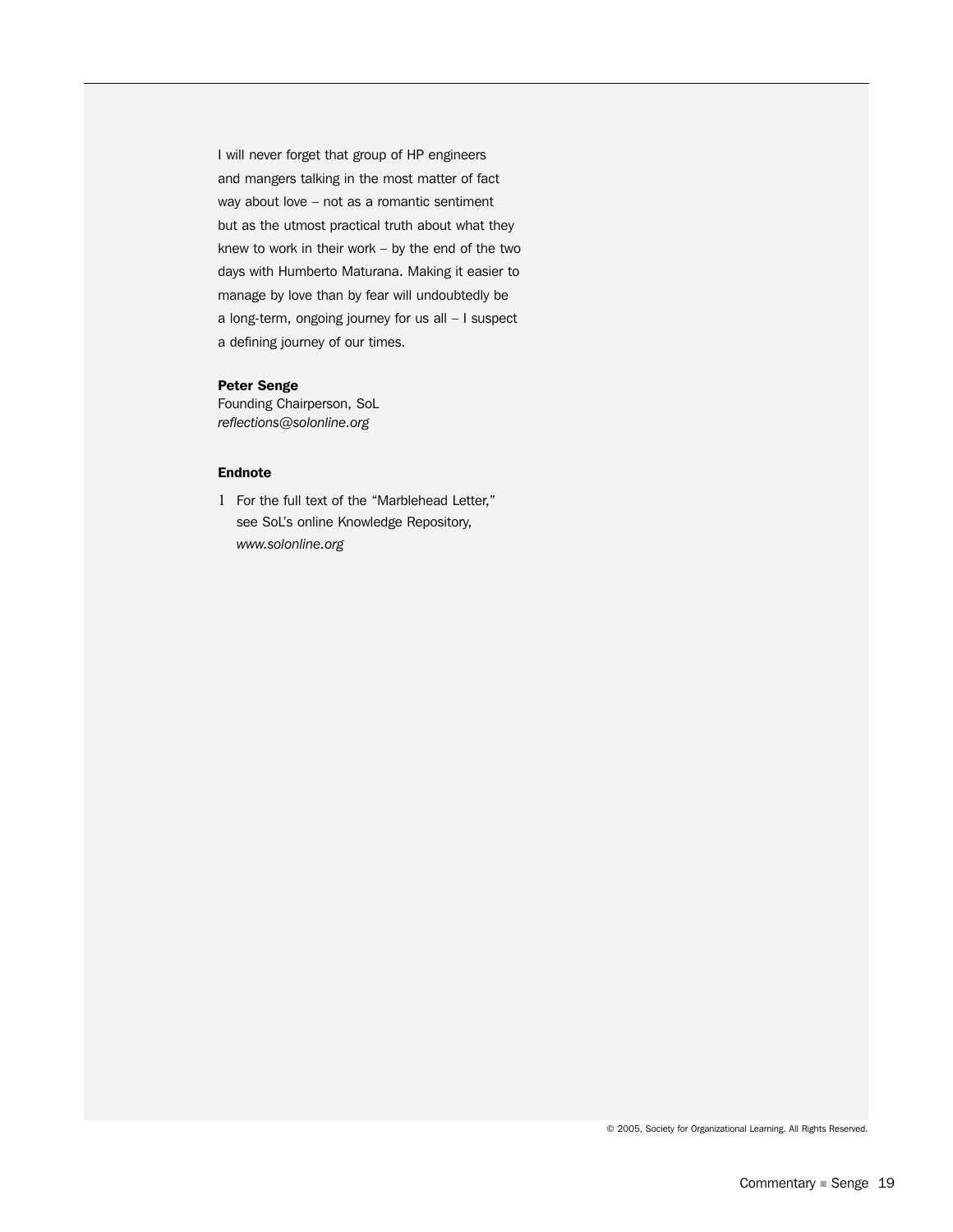I will never forget that group of HP engineers and mangers talking in the most matter of fact way about love – not as a romantic sentiment but as the utmost practical truth about what they knew to work in their work – by the end of the two days with Humberto Maturana. Making it easier to manage by love than by fear will undoubtedly be a long-term, ongoing journey for us all – I suspect a defining journey of our times.

**Peter Senge**
Founding Chairperson, SoL
*reflections@solonline.org*

**Endnote**

1 For the full text of the "Marblehead Letter," see SoL's online Knowledge Repository, *www.solonline.org*

© 2005, Society for Organizational Learning. All Rights Reserved.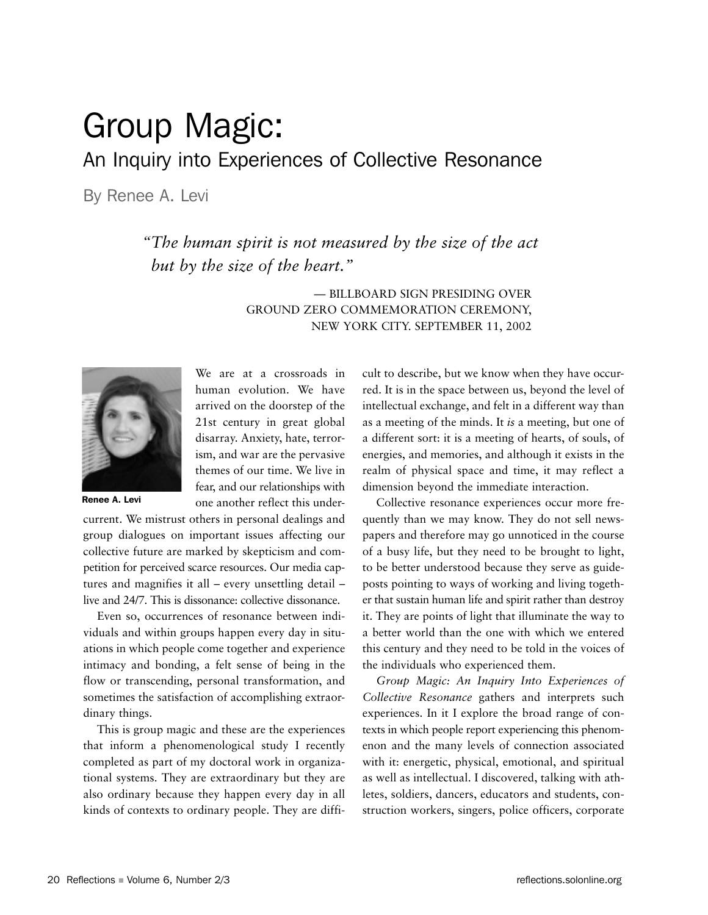# Group Magic:

## An Inquiry into Experiences of Collective Resonance

By Renee A. Levi

> *"The human spirit is not measured by the size of the act but by the size of the heart."*
>
> — BILLBOARD SIGN PRESIDING OVER GROUND ZERO COMMEMORATION CEREMONY, NEW YORK CITY. SEPTEMBER 11, 2002

Renee A. Levi

We are at a crossroads in human evolution. We have arrived on the doorstep of the 21st century in great global disarray. Anxiety, hate, terrorism, and war are the pervasive themes of our time. We live in fear, and our relationships with one another reflect this undercurrent. We mistrust others in personal dealings and group dialogues on important issues affecting our collective future are marked by skepticism and competition for perceived scarce resources. Our media captures and magnifies it all – every unsettling detail – live and 24/7. This is dissonance: collective dissonance.

Even so, occurrences of resonance between individuals and within groups happen every day in situations in which people come together and experience intimacy and bonding, a felt sense of being in the flow or transcending, personal transformation, and sometimes the satisfaction of accomplishing extraordinary things.

This is group magic and these are the experiences that inform a phenomenological study I recently completed as part of my doctoral work in organizational systems. They are extraordinary but they are also ordinary because they happen every day in all kinds of contexts to ordinary people. They are difficult to describe, but we know when they have occurred. It is in the space between us, beyond the level of intellectual exchange, and felt in a different way than as a meeting of the minds. It *is* a meeting, but one of a different sort: it is a meeting of hearts, of souls, of energies, and memories, and although it exists in the realm of physical space and time, it may reflect a dimension beyond the immediate interaction.

Collective resonance experiences occur more frequently than we may know. They do not sell newspapers and therefore may go unnoticed in the course of a busy life, but they need to be brought to light, to be better understood because they serve as guideposts pointing to ways of working and living together that sustain human life and spirit rather than destroy it. They are points of light that illuminate the way to a better world than the one with which we entered this century and they need to be told in the voices of the individuals who experienced them.

*Group Magic: An Inquiry Into Experiences of Collective Resonance* gathers and interprets such experiences. In it I explore the broad range of contexts in which people report experiencing this phenomenon and the many levels of connection associated with it: energetic, physical, emotional, and spiritual as well as intellectual. I discovered, talking with athletes, soldiers, dancers, educators and students, construction workers, singers, police officers, corporate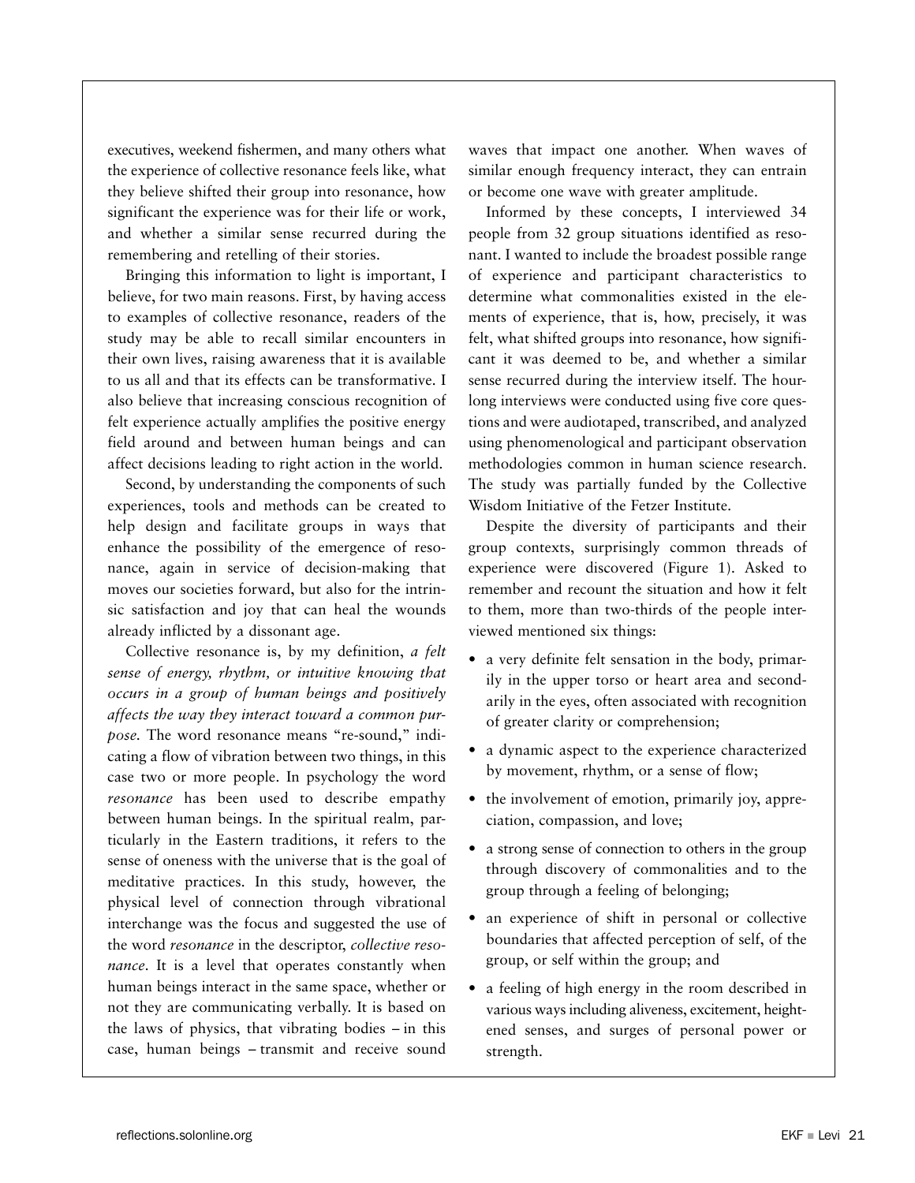executives, weekend fishermen, and many others what the experience of collective resonance feels like, what they believe shifted their group into resonance, how significant the experience was for their life or work, and whether a similar sense recurred during the remembering and retelling of their stories.

Bringing this information to light is important, I believe, for two main reasons. First, by having access to examples of collective resonance, readers of the study may be able to recall similar encounters in their own lives, raising awareness that it is available to us all and that its effects can be transformative. I also believe that increasing conscious recognition of felt experience actually amplifies the positive energy field around and between human beings and can affect decisions leading to right action in the world.

Second, by understanding the components of such experiences, tools and methods can be created to help design and facilitate groups in ways that enhance the possibility of the emergence of resonance, again in service of decision-making that moves our societies forward, but also for the intrinsic satisfaction and joy that can heal the wounds already inflicted by a dissonant age.

Collective resonance is, by my definition, *a felt sense of energy, rhythm, or intuitive knowing that occurs in a group of human beings and positively affects the way they interact toward a common purpose.* The word resonance means "re-sound," indicating a flow of vibration between two things, in this case two or more people. In psychology the word *resonance* has been used to describe empathy between human beings. In the spiritual realm, particularly in the Eastern traditions, it refers to the sense of oneness with the universe that is the goal of meditative practices. In this study, however, the physical level of connection through vibrational interchange was the focus and suggested the use of the word *resonance* in the descriptor, *collective resonance*. It is a level that operates constantly when human beings interact in the same space, whether or not they are communicating verbally. It is based on the laws of physics, that vibrating bodies – in this case, human beings – transmit and receive sound waves that impact one another. When waves of similar enough frequency interact, they can entrain or become one wave with greater amplitude.

Informed by these concepts, I interviewed 34 people from 32 group situations identified as resonant. I wanted to include the broadest possible range of experience and participant characteristics to determine what commonalities existed in the elements of experience, that is, how, precisely, it was felt, what shifted groups into resonance, how significant it was deemed to be, and whether a similar sense recurred during the interview itself. The hour-long interviews were conducted using five core questions and were audiotaped, transcribed, and analyzed using phenomenological and participant observation methodologies common in human science research. The study was partially funded by the Collective Wisdom Initiative of the Fetzer Institute.

Despite the diversity of participants and their group contexts, surprisingly common threads of experience were discovered (Figure 1). Asked to remember and recount the situation and how it felt to them, more than two-thirds of the people interviewed mentioned six things:

- a very definite felt sensation in the body, primarily in the upper torso or heart area and secondarily in the eyes, often associated with recognition of greater clarity or comprehension;
- a dynamic aspect to the experience characterized by movement, rhythm, or a sense of flow;
- the involvement of emotion, primarily joy, appreciation, compassion, and love;
- a strong sense of connection to others in the group through discovery of commonalities and to the group through a feeling of belonging;
- an experience of shift in personal or collective boundaries that affected perception of self, of the group, or self within the group; and
- a feeling of high energy in the room described in various ways including aliveness, excitement, heightened senses, and surges of personal power or strength.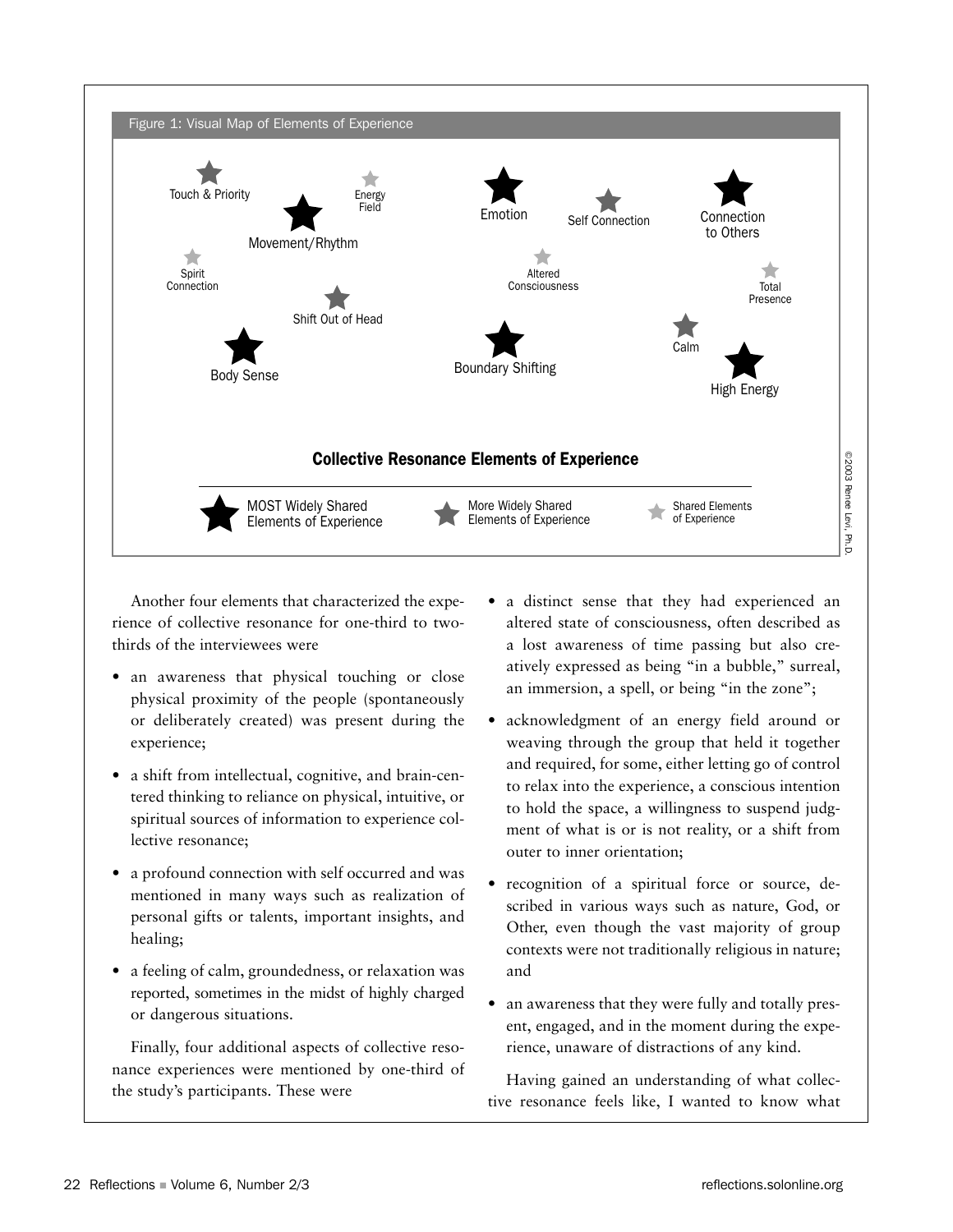Figure 1: Visual Map of Elements of Experience

Touch & Priority · Energy Field · Movement/Rhythm · Emotion · Self Connection · Connection to Others · Spirit Connection · Altered Consciousness · Total Presence · Shift Out of Head · Calm · Body Sense · Boundary Shifting · High Energy

**Collective Resonance Elements of Experience**

MOST Widely Shared Elements of Experience · More Widely Shared Elements of Experience · Shared Elements of Experience

©2003 Renee Levi, Ph.D.

Another four elements that characterized the experience of collective resonance for one-third to two-thirds of the interviewees were

- an awareness that physical touching or close physical proximity of the people (spontaneously or deliberately created) was present during the experience;
- a shift from intellectual, cognitive, and brain-centered thinking to reliance on physical, intuitive, or spiritual sources of information to experience collective resonance;
- a profound connection with self occurred and was mentioned in many ways such as realization of personal gifts or talents, important insights, and healing;
- a feeling of calm, groundedness, or relaxation was reported, sometimes in the midst of highly charged or dangerous situations.

Finally, four additional aspects of collective resonance experiences were mentioned by one-third of the study's participants. These were

- a distinct sense that they had experienced an altered state of consciousness, often described as a lost awareness of time passing but also creatively expressed as being "in a bubble," surreal, an immersion, a spell, or being "in the zone";
- acknowledgment of an energy field around or weaving through the group that held it together and required, for some, either letting go of control to relax into the experience, a conscious intention to hold the space, a willingness to suspend judgment of what is or is not reality, or a shift from outer to inner orientation;
- recognition of a spiritual force or source, described in various ways such as nature, God, or Other, even though the vast majority of group contexts were not traditionally religious in nature; and
- an awareness that they were fully and totally present, engaged, and in the moment during the experience, unaware of distractions of any kind.

Having gained an understanding of what collective resonance feels like, I wanted to know what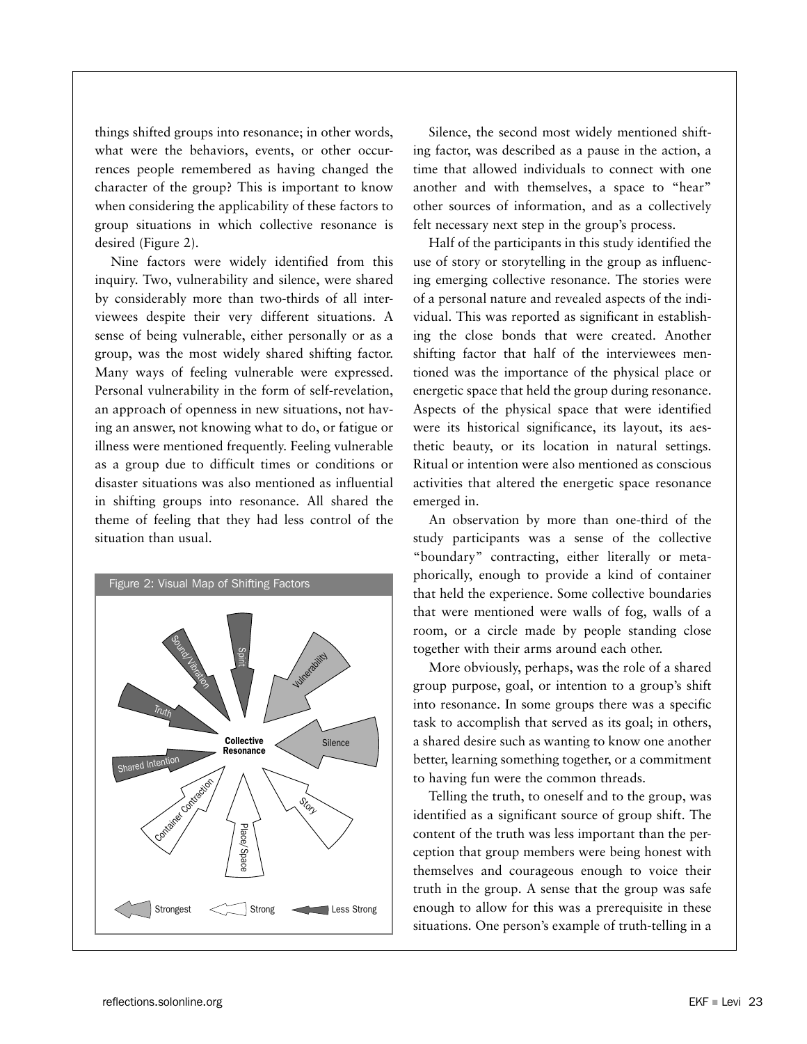things shifted groups into resonance; in other words, what were the behaviors, events, or other occurrences people remembered as having changed the character of the group? This is important to know when considering the applicability of these factors to group situations in which collective resonance is desired (Figure 2).

Nine factors were widely identified from this inquiry. Two, vulnerability and silence, were shared by considerably more than two-thirds of all interviewees despite their very different situations. A sense of being vulnerable, either personally or as a group, was the most widely shared shifting factor. Many ways of feeling vulnerable were expressed. Personal vulnerability in the form of self-revelation, an approach of openness in new situations, not having an answer, not knowing what to do, or fatigue or illness were mentioned frequently. Feeling vulnerable as a group due to difficult times or conditions or disaster situations was also mentioned as influential in shifting groups into resonance. All shared the theme of feeling that they had less control of the situation than usual.

Figure 2: Visual Map of Shifting Factors

Collective Resonance — Vulnerability, Silence, Story, Place/Space, Container Contraction, Shared Intention, Truth, Sound/Vibration, Spirit

Strongest | Strong | Less Strong

Silence, the second most widely mentioned shifting factor, was described as a pause in the action, a time that allowed individuals to connect with one another and with themselves, a space to "hear" other sources of information, and as a collectively felt necessary next step in the group's process.

Half of the participants in this study identified the use of story or storytelling in the group as influencing emerging collective resonance. The stories were of a personal nature and revealed aspects of the individual. This was reported as significant in establishing the close bonds that were created. Another shifting factor that half of the interviewees mentioned was the importance of the physical place or energetic space that held the group during resonance. Aspects of the physical space that were identified were its historical significance, its layout, its aesthetic beauty, or its location in natural settings. Ritual or intention were also mentioned as conscious activities that altered the energetic space resonance emerged in.

An observation by more than one-third of the study participants was a sense of the collective "boundary" contracting, either literally or metaphorically, enough to provide a kind of container that held the experience. Some collective boundaries that were mentioned were walls of fog, walls of a room, or a circle made by people standing close together with their arms around each other.

More obviously, perhaps, was the role of a shared group purpose, goal, or intention to a group's shift into resonance. In some groups there was a specific task to accomplish that served as its goal; in others, a shared desire such as wanting to know one another better, learning something together, or a commitment to having fun were the common threads.

Telling the truth, to oneself and to the group, was identified as a significant source of group shift. The content of the truth was less important than the perception that group members were being honest with themselves and courageous enough to voice their truth in the group. A sense that the group was safe enough to allow for this was a prerequisite in these situations. One person's example of truth-telling in a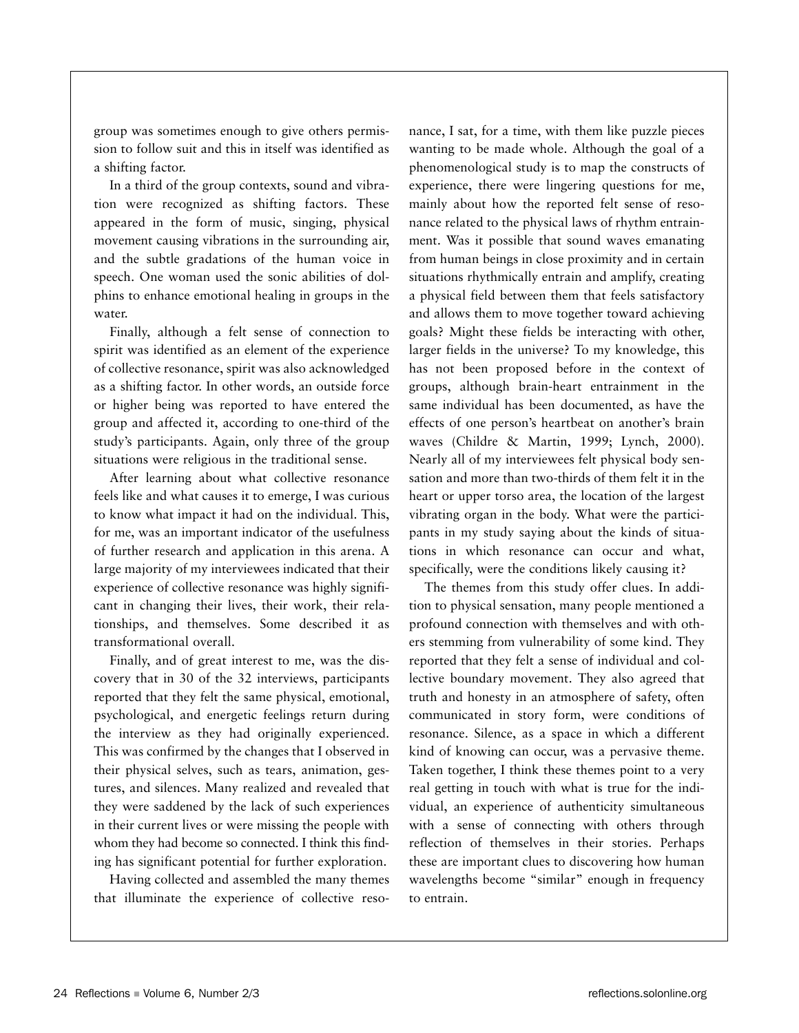group was sometimes enough to give others permission to follow suit and this in itself was identified as a shifting factor.

In a third of the group contexts, sound and vibration were recognized as shifting factors. These appeared in the form of music, singing, physical movement causing vibrations in the surrounding air, and the subtle gradations of the human voice in speech. One woman used the sonic abilities of dolphins to enhance emotional healing in groups in the water.

Finally, although a felt sense of connection to spirit was identified as an element of the experience of collective resonance, spirit was also acknowledged as a shifting factor. In other words, an outside force or higher being was reported to have entered the group and affected it, according to one-third of the study's participants. Again, only three of the group situations were religious in the traditional sense.

After learning about what collective resonance feels like and what causes it to emerge, I was curious to know what impact it had on the individual. This, for me, was an important indicator of the usefulness of further research and application in this arena. A large majority of my interviewees indicated that their experience of collective resonance was highly significant in changing their lives, their work, their relationships, and themselves. Some described it as transformational overall.

Finally, and of great interest to me, was the discovery that in 30 of the 32 interviews, participants reported that they felt the same physical, emotional, psychological, and energetic feelings return during the interview as they had originally experienced. This was confirmed by the changes that I observed in their physical selves, such as tears, animation, gestures, and silences. Many realized and revealed that they were saddened by the lack of such experiences in their current lives or were missing the people with whom they had become so connected. I think this finding has significant potential for further exploration.

Having collected and assembled the many themes that illuminate the experience of collective resonance, I sat, for a time, with them like puzzle pieces wanting to be made whole. Although the goal of a phenomenological study is to map the constructs of experience, there were lingering questions for me, mainly about how the reported felt sense of resonance related to the physical laws of rhythm entrainment. Was it possible that sound waves emanating from human beings in close proximity and in certain situations rhythmically entrain and amplify, creating a physical field between them that feels satisfactory and allows them to move together toward achieving goals? Might these fields be interacting with other, larger fields in the universe? To my knowledge, this has not been proposed before in the context of groups, although brain-heart entrainment in the same individual has been documented, as have the effects of one person's heartbeat on another's brain waves (Childre & Martin, 1999; Lynch, 2000). Nearly all of my interviewees felt physical body sensation and more than two-thirds of them felt it in the heart or upper torso area, the location of the largest vibrating organ in the body. What were the participants in my study saying about the kinds of situations in which resonance can occur and what, specifically, were the conditions likely causing it?

The themes from this study offer clues. In addition to physical sensation, many people mentioned a profound connection with themselves and with others stemming from vulnerability of some kind. They reported that they felt a sense of individual and collective boundary movement. They also agreed that truth and honesty in an atmosphere of safety, often communicated in story form, were conditions of resonance. Silence, as a space in which a different kind of knowing can occur, was a pervasive theme. Taken together, I think these themes point to a very real getting in touch with what is true for the individual, an experience of authenticity simultaneous with a sense of connecting with others through reflection of themselves in their stories. Perhaps these are important clues to discovering how human wavelengths become "similar" enough in frequency to entrain.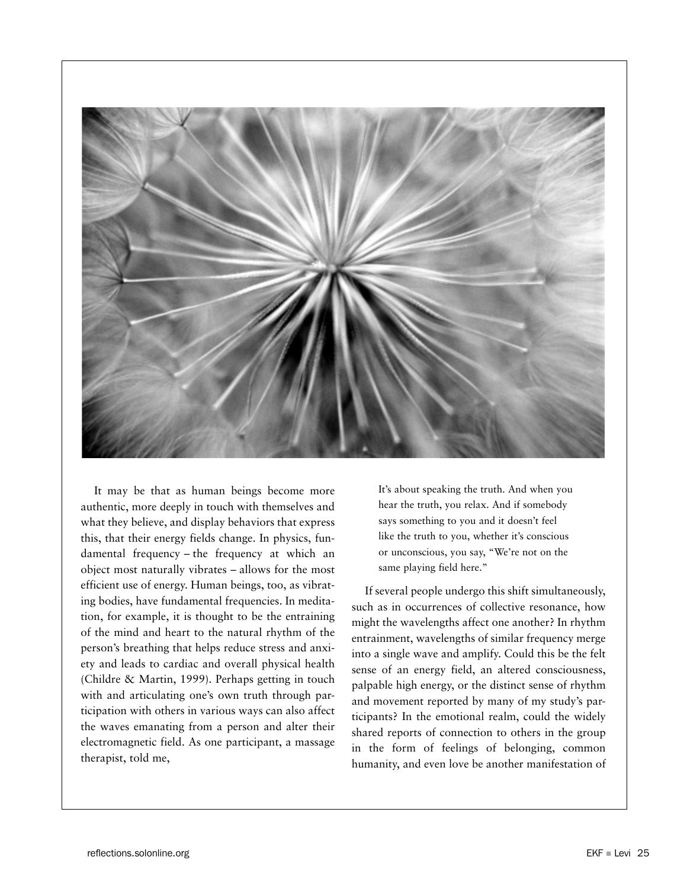It may be that as human beings become more authentic, more deeply in touch with themselves and what they believe, and display behaviors that express this, that their energy fields change. In physics, fundamental frequency – the frequency at which an object most naturally vibrates – allows for the most efficient use of energy. Human beings, too, as vibrating bodies, have fundamental frequencies. In meditation, for example, it is thought to be the entraining of the mind and heart to the natural rhythm of the person's breathing that helps reduce stress and anxiety and leads to cardiac and overall physical health (Childre & Martin, 1999). Perhaps getting in touch with and articulating one's own truth through participation with others in various ways can also affect the waves emanating from a person and alter their electromagnetic field. As one participant, a massage therapist, told me,

> It's about speaking the truth. And when you hear the truth, you relax. And if somebody says something to you and it doesn't feel like the truth to you, whether it's conscious or unconscious, you say, "We're not on the same playing field here."

If several people undergo this shift simultaneously, such as in occurrences of collective resonance, how might the wavelengths affect one another? In rhythm entrainment, wavelengths of similar frequency merge into a single wave and amplify. Could this be the felt sense of an energy field, an altered consciousness, palpable high energy, or the distinct sense of rhythm and movement reported by many of my study's participants? In the emotional realm, could the widely shared reports of connection to others in the group in the form of feelings of belonging, common humanity, and even love be another manifestation of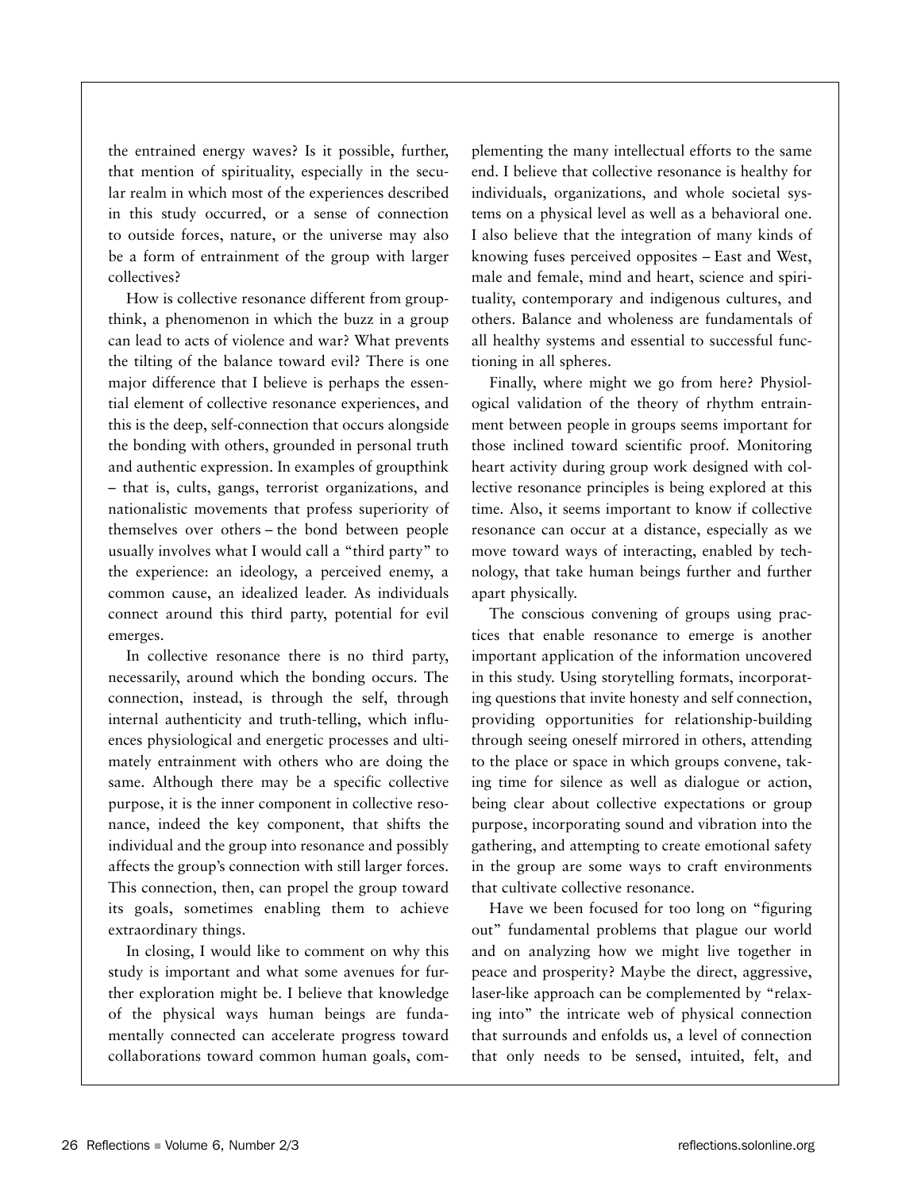the entrained energy waves? Is it possible, further, that mention of spirituality, especially in the secular realm in which most of the experiences described in this study occurred, or a sense of connection to outside forces, nature, or the universe may also be a form of entrainment of the group with larger collectives?

How is collective resonance different from groupthink, a phenomenon in which the buzz in a group can lead to acts of violence and war? What prevents the tilting of the balance toward evil? There is one major difference that I believe is perhaps the essential element of collective resonance experiences, and this is the deep, self-connection that occurs alongside the bonding with others, grounded in personal truth and authentic expression. In examples of groupthink – that is, cults, gangs, terrorist organizations, and nationalistic movements that profess superiority of themselves over others – the bond between people usually involves what I would call a "third party" to the experience: an ideology, a perceived enemy, a common cause, an idealized leader. As individuals connect around this third party, potential for evil emerges.

In collective resonance there is no third party, necessarily, around which the bonding occurs. The connection, instead, is through the self, through internal authenticity and truth-telling, which influences physiological and energetic processes and ultimately entrainment with others who are doing the same. Although there may be a specific collective purpose, it is the inner component in collective resonance, indeed the key component, that shifts the individual and the group into resonance and possibly affects the group's connection with still larger forces. This connection, then, can propel the group toward its goals, sometimes enabling them to achieve extraordinary things.

In closing, I would like to comment on why this study is important and what some avenues for further exploration might be. I believe that knowledge of the physical ways human beings are fundamentally connected can accelerate progress toward collaborations toward common human goals, complementing the many intellectual efforts to the same end. I believe that collective resonance is healthy for individuals, organizations, and whole societal systems on a physical level as well as a behavioral one. I also believe that the integration of many kinds of knowing fuses perceived opposites – East and West, male and female, mind and heart, science and spirituality, contemporary and indigenous cultures, and others. Balance and wholeness are fundamentals of all healthy systems and essential to successful functioning in all spheres.

Finally, where might we go from here? Physiological validation of the theory of rhythm entrainment between people in groups seems important for those inclined toward scientific proof. Monitoring heart activity during group work designed with collective resonance principles is being explored at this time. Also, it seems important to know if collective resonance can occur at a distance, especially as we move toward ways of interacting, enabled by technology, that take human beings further and further apart physically.

The conscious convening of groups using practices that enable resonance to emerge is another important application of the information uncovered in this study. Using storytelling formats, incorporating questions that invite honesty and self connection, providing opportunities for relationship-building through seeing oneself mirrored in others, attending to the place or space in which groups convene, taking time for silence as well as dialogue or action, being clear about collective expectations or group purpose, incorporating sound and vibration into the gathering, and attempting to create emotional safety in the group are some ways to craft environments that cultivate collective resonance.

Have we been focused for too long on "figuring out" fundamental problems that plague our world and on analyzing how we might live together in peace and prosperity? Maybe the direct, aggressive, laser-like approach can be complemented by "relaxing into" the intricate web of physical connection that surrounds and enfolds us, a level of connection that only needs to be sensed, intuited, felt, and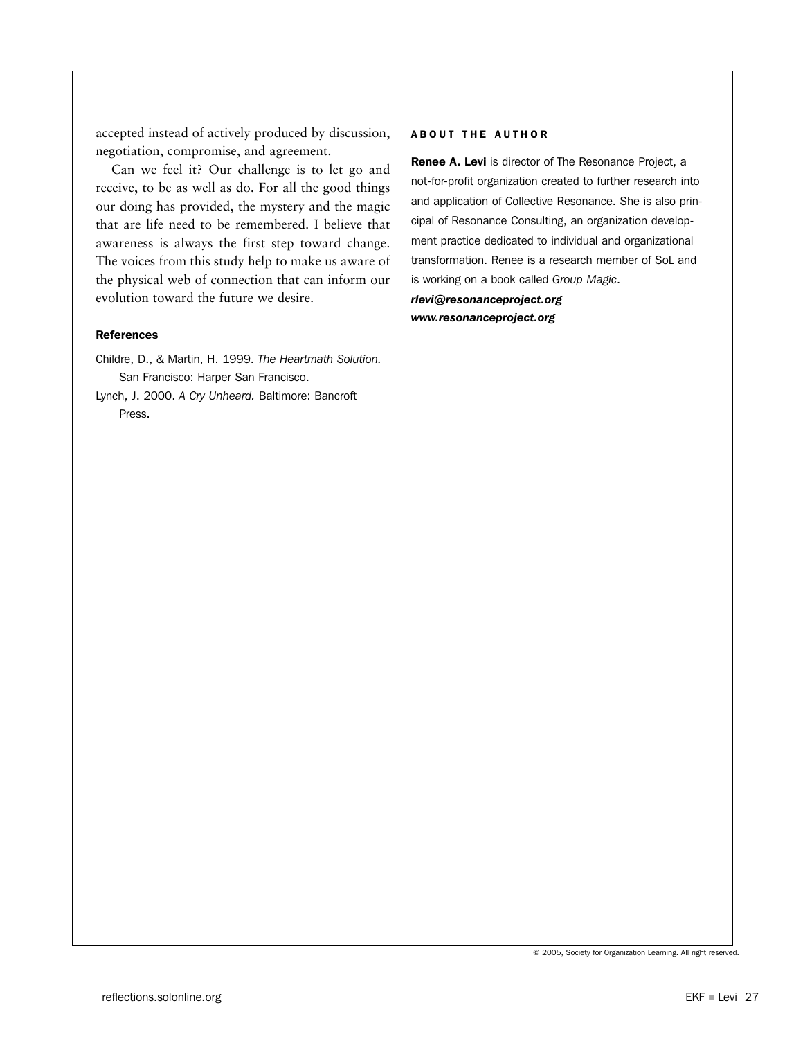accepted instead of actively produced by discussion, negotiation, compromise, and agreement.

Can we feel it? Our challenge is to let go and receive, to be as well as do. For all the good things our doing has provided, the mystery and the magic that are life need to be remembered. I believe that awareness is always the first step toward change. The voices from this study help to make us aware of the physical web of connection that can inform our evolution toward the future we desire.

### References

Childre, D., & Martin, H. 1999. *The Heartmath Solution.* San Francisco: Harper San Francisco.

Lynch, J. 2000. *A Cry Unheard.* Baltimore: Bancroft Press.

### ABOUT THE AUTHOR

**Renee A. Levi** is director of The Resonance Project, a not-for-profit organization created to further research into and application of Collective Resonance. She is also principal of Resonance Consulting, an organization development practice dedicated to individual and organizational transformation. Renee is a research member of SoL and is working on a book called *Group Magic*.

***rlevi@resonanceproject.org***
***www.resonanceproject.org***

© 2005, Society for Organization Learning. All right reserved.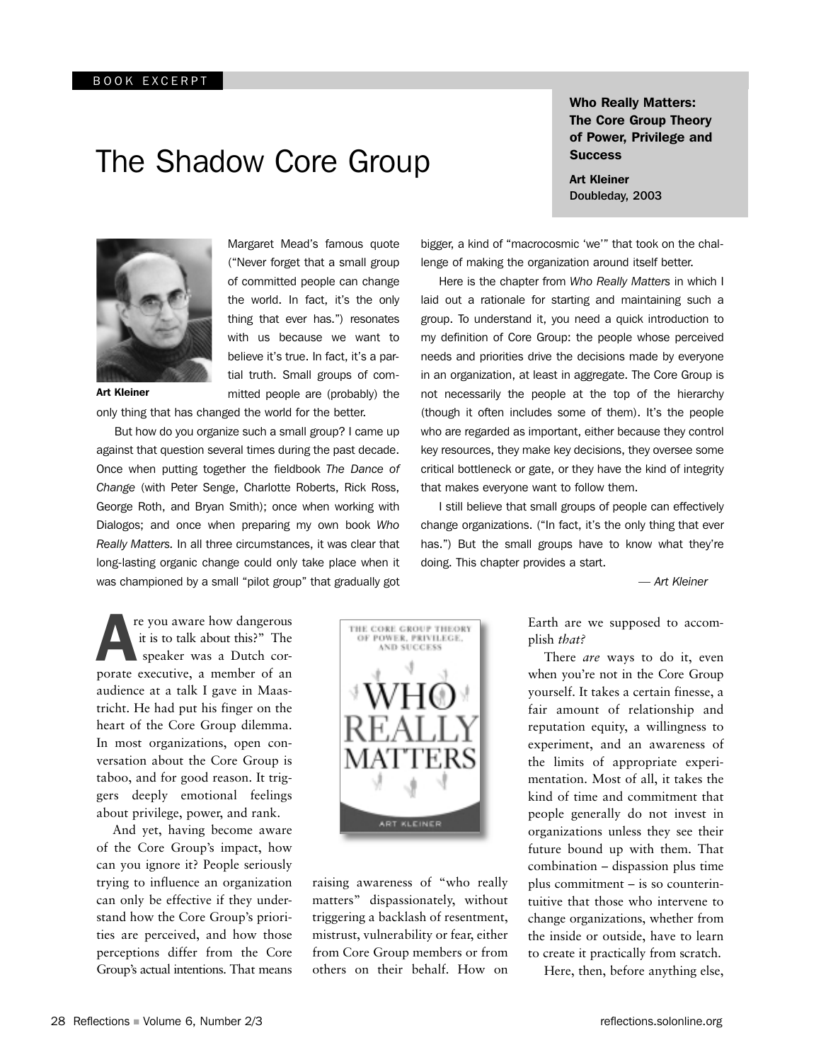BOOK EXCERPT

# The Shadow Core Group

**Who Really Matters: The Core Group Theory of Power, Privilege and Success**

**Art Kleiner**
**Doubleday, 2003**

**Art Kleiner**

Margaret Mead's famous quote ("Never forget that a small group of committed people can change the world. In fact, it's the only thing that ever has.") resonates with us because we want to believe it's true. In fact, it's a partial truth. Small groups of committed people are (probably) the only thing that has changed the world for the better.

But how do you organize such a small group? I came up against that question several times during the past decade. Once when putting together the fieldbook *The Dance of Change* (with Peter Senge, Charlotte Roberts, Rick Ross, George Roth, and Bryan Smith); once when working with Dialogos; and once when preparing my own book *Who Really Matters*. In all three circumstances, it was clear that long-lasting organic change could only take place when it was championed by a small "pilot group" that gradually got bigger, a kind of "macrocosmic 'we'" that took on the challenge of making the organization around itself better.

Here is the chapter from *Who Really Matters* in which I laid out a rationale for starting and maintaining such a group. To understand it, you need a quick introduction to my definition of Core Group: the people whose perceived needs and priorities drive the decisions made by everyone in an organization, at least in aggregate. The Core Group is not necessarily the people at the top of the hierarchy (though it often includes some of them). It's the people who are regarded as important, either because they control key resources, they make key decisions, they oversee some critical bottleneck or gate, or they have the kind of integrity that makes everyone want to follow them.

I still believe that small groups of people can effectively change organizations. ("In fact, it's the only thing that ever has.") But the small groups have to know what they're doing. This chapter provides a start.

— *Art Kleiner*

"Are you aware how dangerous it is to talk about this?" The speaker was a Dutch corporate executive, a member of an audience at a talk I gave in Maastricht. He had put his finger on the heart of the Core Group dilemma. In most organizations, open conversation about the Core Group is taboo, and for good reason. It triggers deeply emotional feelings about privilege, power, and rank.

And yet, having become aware of the Core Group's impact, how can you ignore it? People seriously trying to influence an organization can only be effective if they understand how the Core Group's priorities are perceived, and how those perceptions differ from the Core Group's actual intentions. That means raising awareness of "who really matters" dispassionately, without triggering a backlash of resentment, mistrust, vulnerability or fear, either from Core Group members or from others on their behalf. How on Earth are we supposed to accomplish *that?*

There *are* ways to do it, even when you're not in the Core Group yourself. It takes a certain finesse, a fair amount of relationship and reputation equity, a willingness to experiment, and an awareness of the limits of appropriate experimentation. Most of all, it takes the kind of time and commitment that people generally do not invest in organizations unless they see their future bound up with them. That combination – dispassion plus time plus commitment – is so counterintuitive that those who intervene to change organizations, whether from the inside or outside, have to learn to create it practically from scratch.

Here, then, before anything else,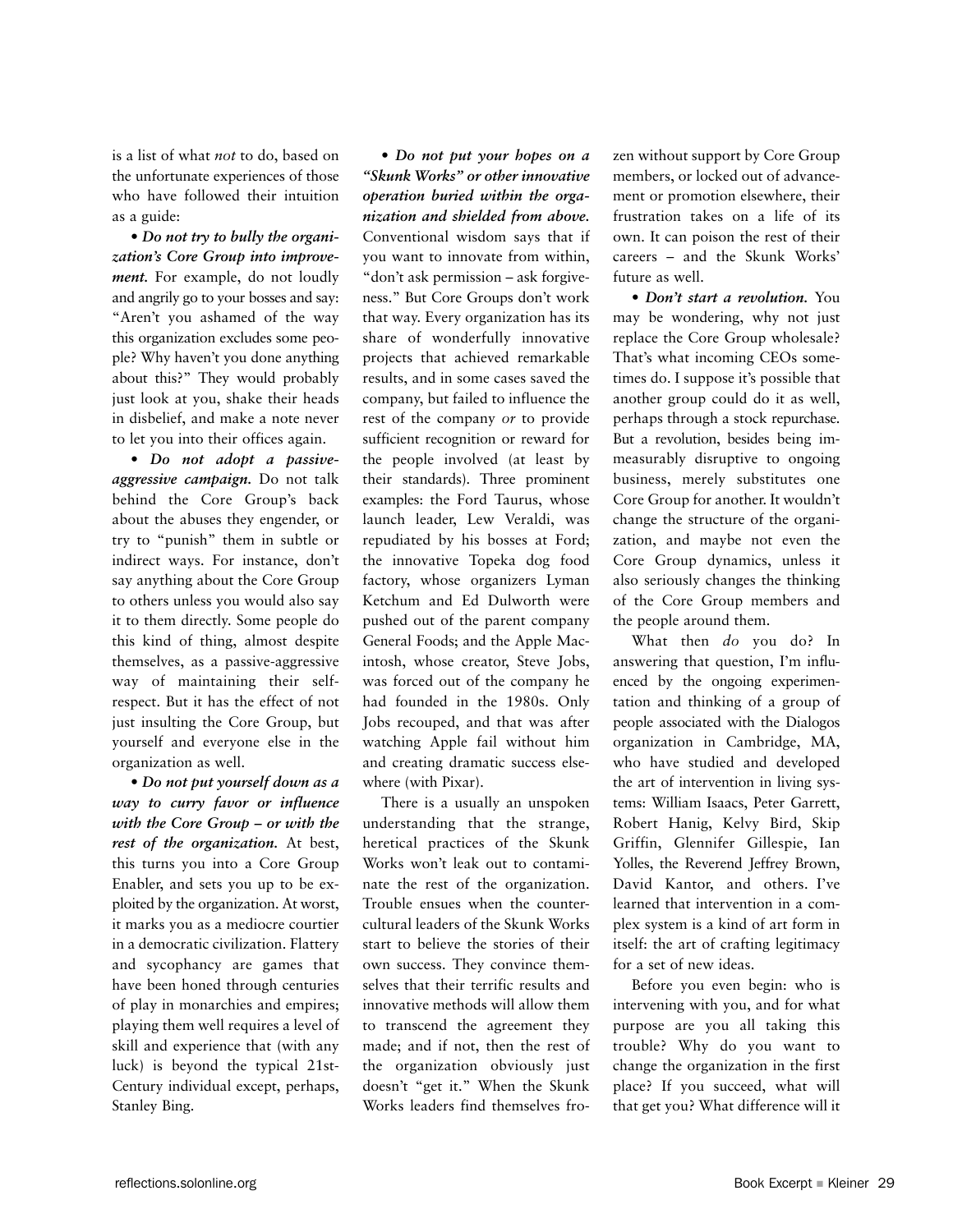is a list of what *not* to do, based on the unfortunate experiences of those who have followed their intuition as a guide:

• ***Do not try to bully the organization's Core Group into improvement.*** For example, do not loudly and angrily go to your bosses and say: "Aren't you ashamed of the way this organization excludes some people? Why haven't you done anything about this?" They would probably just look at you, shake their heads in disbelief, and make a note never to let you into their offices again.

• ***Do not adopt a passive-aggressive campaign.*** Do not talk behind the Core Group's back about the abuses they engender, or try to "punish" them in subtle or indirect ways. For instance, don't say anything about the Core Group to others unless you would also say it to them directly. Some people do this kind of thing, almost despite themselves, as a passive-aggressive way of maintaining their self-respect. But it has the effect of not just insulting the Core Group, but yourself and everyone else in the organization as well.

• ***Do not put yourself down as a way to curry favor or influence with the Core Group – or with the rest of the organization.*** At best, this turns you into a Core Group Enabler, and sets you up to be exploited by the organization. At worst, it marks you as a mediocre courtier in a democratic civilization. Flattery and sycophancy are games that have been honed through centuries of play in monarchies and empires; playing them well requires a level of skill and experience that (with any luck) is beyond the typical 21st-Century individual except, perhaps, Stanley Bing.

• ***Do not put your hopes on a "Skunk Works" or other innovative operation buried within the organization and shielded from above.*** Conventional wisdom says that if you want to innovate from within, "don't ask permission – ask forgiveness." But Core Groups don't work that way. Every organization has its share of wonderfully innovative projects that achieved remarkable results, and in some cases saved the company, but failed to influence the rest of the company *or* to provide sufficient recognition or reward for the people involved (at least by their standards). Three prominent examples: the Ford Taurus, whose launch leader, Lew Veraldi, was repudiated by his bosses at Ford; the innovative Topeka dog food factory, whose organizers Lyman Ketchum and Ed Dulworth were pushed out of the parent company General Foods; and the Apple Macintosh, whose creator, Steve Jobs, was forced out of the company he had founded in the 1980s. Only Jobs recouped, and that was after watching Apple fail without him and creating dramatic success elsewhere (with Pixar).

There is a usually an unspoken understanding that the strange, heretical practices of the Skunk Works won't leak out to contaminate the rest of the organization. Trouble ensues when the countercultural leaders of the Skunk Works start to believe the stories of their own success. They convince themselves that their terrific results and innovative methods will allow them to transcend the agreement they made; and if not, then the rest of the organization obviously just doesn't "get it." When the Skunk Works leaders find themselves frozen without support by Core Group members, or locked out of advancement or promotion elsewhere, their frustration takes on a life of its own. It can poison the rest of their careers – and the Skunk Works' future as well.

• ***Don't start a revolution.*** You may be wondering, why not just replace the Core Group wholesale? That's what incoming CEOs sometimes do. I suppose it's possible that another group could do it as well, perhaps through a stock repurchase. But a revolution, besides being immeasurably disruptive to ongoing business, merely substitutes one Core Group for another. It wouldn't change the structure of the organization, and maybe not even the Core Group dynamics, unless it also seriously changes the thinking of the Core Group members and the people around them.

What then *do* you do? In answering that question, I'm influenced by the ongoing experimentation and thinking of a group of people associated with the Dialogos organization in Cambridge, MA, who have studied and developed the art of intervention in living systems: William Isaacs, Peter Garrett, Robert Hanig, Kelvy Bird, Skip Griffin, Glennifer Gillespie, Ian Yolles, the Reverend Jeffrey Brown, David Kantor, and others. I've learned that intervention in a complex system is a kind of art form in itself: the art of crafting legitimacy for a set of new ideas.

Before you even begin: who is intervening with you, and for what purpose are you all taking this trouble? Why do you want to change the organization in the first place? If you succeed, what will that get you? What difference will it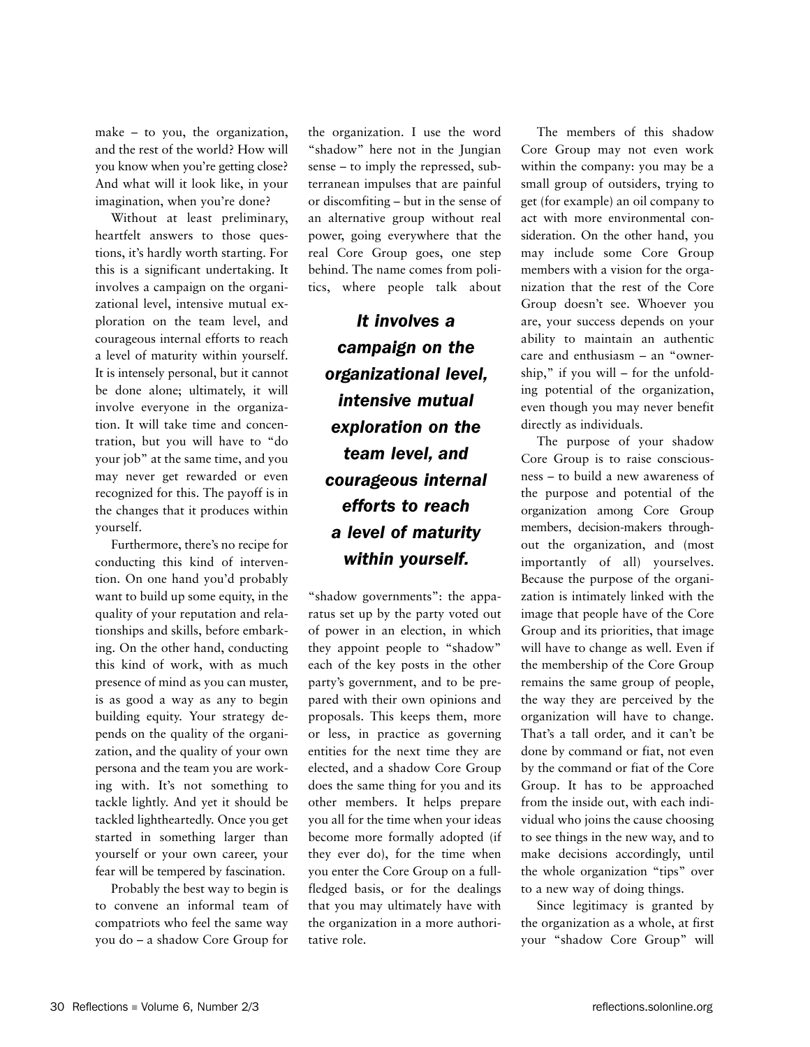make – to you, the organization, and the rest of the world? How will you know when you're getting close? And what will it look like, in your imagination, when you're done?

Without at least preliminary, heartfelt answers to those questions, it's hardly worth starting. For this is a significant undertaking. It involves a campaign on the organizational level, intensive mutual exploration on the team level, and courageous internal efforts to reach a level of maturity within yourself. It is intensely personal, but it cannot be done alone; ultimately, it will involve everyone in the organization. It will take time and concentration, but you will have to "do your job" at the same time, and you may never get rewarded or even recognized for this. The payoff is in the changes that it produces within yourself.

Furthermore, there's no recipe for conducting this kind of intervention. On one hand you'd probably want to build up some equity, in the quality of your reputation and relationships and skills, before embarking. On the other hand, conducting this kind of work, with as much presence of mind as you can muster, is as good a way as any to begin building equity. Your strategy depends on the quality of the organization, and the quality of your own persona and the team you are working with. It's not something to tackle lightly. And yet it should be tackled lightheartedly. Once you get started in something larger than yourself or your own career, your fear will be tempered by fascination.

Probably the best way to begin is to convene an informal team of compatriots who feel the same way you do – a shadow Core Group for the organization. I use the word "shadow" here not in the Jungian sense – to imply the repressed, subterranean impulses that are painful or discomfiting – but in the sense of an alternative group without real power, going everywhere that the real Core Group goes, one step behind. The name comes from politics, where people talk about "shadow governments": the apparatus set up by the party voted out of power in an election, in which they appoint people to "shadow" each of the key posts in the other party's government, and to be prepared with their own opinions and proposals. This keeps them, more or less, in practice as governing entities for the next time they are elected, and a shadow Core Group does the same thing for you and its other members. It helps prepare you all for the time when your ideas become more formally adopted (if they ever do), for the time when you enter the Core Group on a full-fledged basis, or for the dealings that you may ultimately have with the organization in a more authoritative role.

> ***It involves a campaign on the organizational level, intensive mutual exploration on the team level, and courageous internal efforts to reach a level of maturity within yourself.***

The members of this shadow Core Group may not even work within the company: you may be a small group of outsiders, trying to get (for example) an oil company to act with more environmental consideration. On the other hand, you may include some Core Group members with a vision for the organization that the rest of the Core Group doesn't see. Whoever you are, your success depends on your ability to maintain an authentic care and enthusiasm – an "ownership," if you will – for the unfolding potential of the organization, even though you may never benefit directly as individuals.

The purpose of your shadow Core Group is to raise consciousness – to build a new awareness of the purpose and potential of the organization among Core Group members, decision-makers throughout the organization, and (most importantly of all) yourselves. Because the purpose of the organization is intimately linked with the image that people have of the Core Group and its priorities, that image will have to change as well. Even if the membership of the Core Group remains the same group of people, the way they are perceived by the organization will have to change. That's a tall order, and it can't be done by command or fiat, not even by the command or fiat of the Core Group. It has to be approached from the inside out, with each individual who joins the cause choosing to see things in the new way, and to make decisions accordingly, until the whole organization "tips" over to a new way of doing things.

Since legitimacy is granted by the organization as a whole, at first your "shadow Core Group" will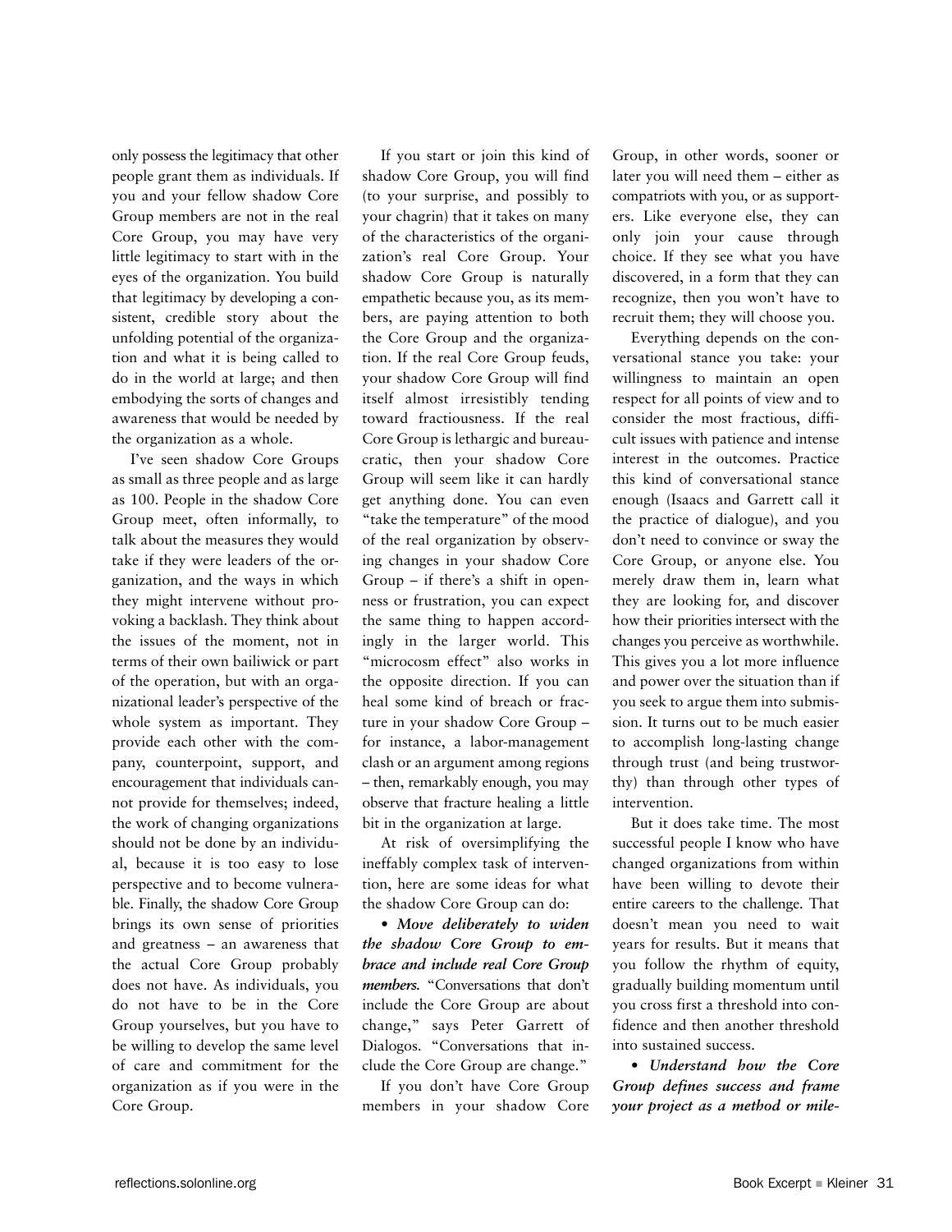only possess the legitimacy that other people grant them as individuals. If you and your fellow shadow Core Group members are not in the real Core Group, you may have very little legitimacy to start with in the eyes of the organization. You build that legitimacy by developing a consistent, credible story about the unfolding potential of the organization and what it is being called to do in the world at large; and then embodying the sorts of changes and awareness that would be needed by the organization as a whole.

I've seen shadow Core Groups as small as three people and as large as 100. People in the shadow Core Group meet, often informally, to talk about the measures they would take if they were leaders of the organization, and the ways in which they might intervene without provoking a backlash. They think about the issues of the moment, not in terms of their own bailiwick or part of the operation, but with an organizational leader's perspective of the whole system as important. They provide each other with the company, counterpoint, support, and encouragement that individuals cannot provide for themselves; indeed, the work of changing organizations should not be done by an individual, because it is too easy to lose perspective and to become vulnerable. Finally, the shadow Core Group brings its own sense of priorities and greatness – an awareness that the actual Core Group probably does not have. As individuals, you do not have to be in the Core Group yourselves, but you have to be willing to develop the same level of care and commitment for the organization as if you were in the Core Group.

If you start or join this kind of shadow Core Group, you will find (to your surprise, and possibly to your chagrin) that it takes on many of the characteristics of the organization's real Core Group. Your shadow Core Group is naturally empathetic because you, as its members, are paying attention to both the Core Group and the organization. If the real Core Group feuds, your shadow Core Group will find itself almost irresistibly tending toward fractiousness. If the real Core Group is lethargic and bureaucratic, then your shadow Core Group will seem like it can hardly get anything done. You can even "take the temperature" of the mood of the real organization by observing changes in your shadow Core Group – if there's a shift in openness or frustration, you can expect the same thing to happen accordingly in the larger world. This "microcosm effect" also works in the opposite direction. If you can heal some kind of breach or fracture in your shadow Core Group – for instance, a labor-management clash or an argument among regions – then, remarkably enough, you may observe that fracture healing a little bit in the organization at large.

At risk of oversimplifying the ineffably complex task of intervention, here are some ideas for what the shadow Core Group can do:

• ***Move deliberately to widen the shadow Core Group to embrace and include real Core Group members.*** "Conversations that don't include the Core Group are about change," says Peter Garrett of Dialogos. "Conversations that include the Core Group are change."

If you don't have Core Group members in your shadow Core Group, in other words, sooner or later you will need them – either as compatriots with you, or as supporters. Like everyone else, they can only join your cause through choice. If they see what you have discovered, in a form that they can recognize, then you won't have to recruit them; they will choose you.

Everything depends on the conversational stance you take: your willingness to maintain an open respect for all points of view and to consider the most fractious, difficult issues with patience and intense interest in the outcomes. Practice this kind of conversational stance enough (Isaacs and Garrett call it the practice of dialogue), and you don't need to convince or sway the Core Group, or anyone else. You merely draw them in, learn what they are looking for, and discover how their priorities intersect with the changes you perceive as worthwhile. This gives you a lot more influence and power over the situation than if you seek to argue them into submission. It turns out to be much easier to accomplish long-lasting change through trust (and being trustworthy) than through other types of intervention.

But it does take time. The most successful people I know who have changed organizations from within have been willing to devote their entire careers to the challenge. That doesn't mean you need to wait years for results. But it means that you follow the rhythm of equity, gradually building momentum until you cross first a threshold into confidence and then another threshold into sustained success.

• ***Understand how the Core Group defines success and frame your project as a method or mile-***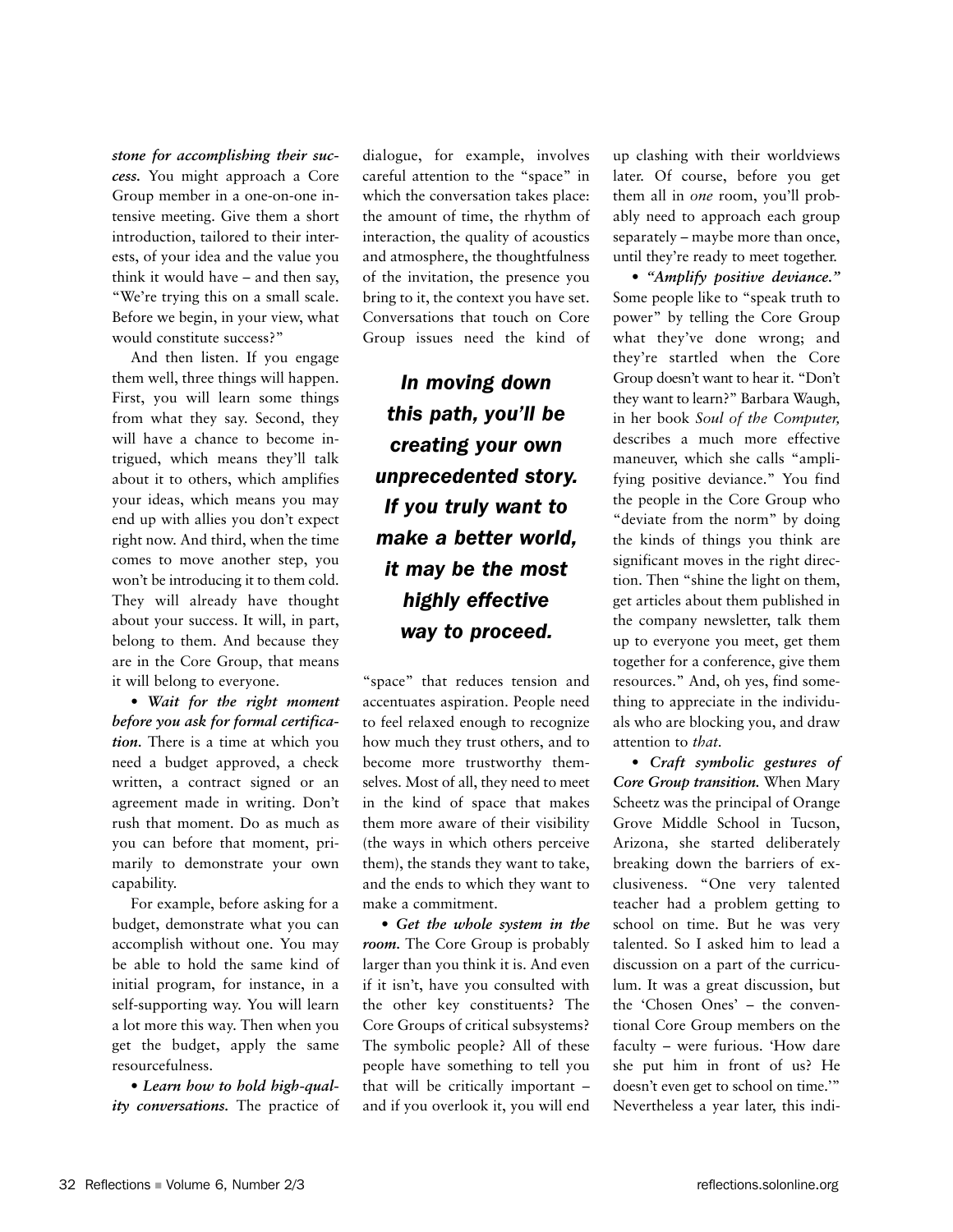***stone for accomplishing their success.*** You might approach a Core Group member in a one-on-one intensive meeting. Give them a short introduction, tailored to their interests, of your idea and the value you think it would have – and then say, "We're trying this on a small scale. Before we begin, in your view, what would constitute success?"

And then listen. If you engage them well, three things will happen. First, you will learn some things from what they say. Second, they will have a chance to become intrigued, which means they'll talk about it to others, which amplifies your ideas, which means you may end up with allies you don't expect right now. And third, when the time comes to move another step, you won't be introducing it to them cold. They will already have thought about your success. It will, in part, belong to them. And because they are in the Core Group, that means it will belong to everyone.

• ***Wait for the right moment before you ask for formal certification.*** There is a time at which you need a budget approved, a check written, a contract signed or an agreement made in writing. Don't rush that moment. Do as much as you can before that moment, primarily to demonstrate your own capability.

For example, before asking for a budget, demonstrate what you can accomplish without one. You may be able to hold the same kind of initial program, for instance, in a self-supporting way. You will learn a lot more this way. Then when you get the budget, apply the same resourcefulness.

• ***Learn how to hold high-quality conversations.*** The practice of dialogue, for example, involves careful attention to the "space" in which the conversation takes place: the amount of time, the rhythm of interaction, the quality of acoustics and atmosphere, the thoughtfulness of the invitation, the presence you bring to it, the context you have set. Conversations that touch on Core Group issues need the kind of "space" that reduces tension and accentuates aspiration. People need to feel relaxed enough to recognize how much they trust others, and to become more trustworthy themselves. Most of all, they need to meet in the kind of space that makes them more aware of their visibility (the ways in which others perceive them), the stands they want to take, and the ends to which they want to make a commitment.

***In moving down this path, you'll be creating your own unprecedented story. If you truly want to make a better world, it may be the most highly effective way to proceed.***

• ***Get the whole system in the room.*** The Core Group is probably larger than you think it is. And even if it isn't, have you consulted with the other key constituents? The Core Groups of critical subsystems? The symbolic people? All of these people have something to tell you that will be critically important – and if you overlook it, you will end up clashing with their worldviews later. Of course, before you get them all in *one* room, you'll probably need to approach each group separately – maybe more than once, until they're ready to meet together.

• ***"Amplify positive deviance."*** Some people like to "speak truth to power" by telling the Core Group what they've done wrong; and they're startled when the Core Group doesn't want to hear it. "Don't they want to learn?" Barbara Waugh, in her book *Soul of the Computer,* describes a much more effective maneuver, which she calls "amplifying positive deviance." You find the people in the Core Group who "deviate from the norm" by doing the kinds of things you think are significant moves in the right direction. Then "shine the light on them, get articles about them published in the company newsletter, talk them up to everyone you meet, get them together for a conference, give them resources." And, oh yes, find something to appreciate in the individuals who are blocking you, and draw attention to *that.*

• ***Craft symbolic gestures of Core Group transition.*** When Mary Scheetz was the principal of Orange Grove Middle School in Tucson, Arizona, she started deliberately breaking down the barriers of exclusiveness. "One very talented teacher had a problem getting to school on time. But he was very talented. So I asked him to lead a discussion on a part of the curriculum. It was a great discussion, but the 'Chosen Ones' – the conventional Core Group members on the faculty – were furious. 'How dare she put him in front of us? He doesn't even get to school on time.'" Nevertheless a year later, this indi-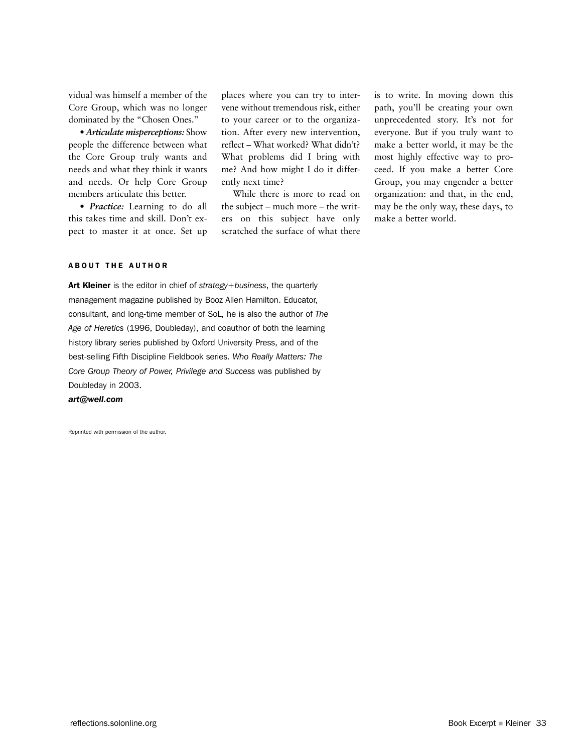vidual was himself a member of the Core Group, which was no longer dominated by the "Chosen Ones."

• ***Articulate misperceptions:*** Show people the difference between what the Core Group truly wants and needs and what they think it wants and needs. Or help Core Group members articulate this better.

• ***Practice:*** Learning to do all this takes time and skill. Don't expect to master it at once. Set up places where you can try to intervene without tremendous risk, either to your career or to the organization. After every new intervention, reflect – What worked? What didn't? What problems did I bring with me? And how might I do it differently next time?

While there is more to read on the subject – much more – the writers on this subject have only scratched the surface of what there is to write. In moving down this path, you'll be creating your own unprecedented story. It's not for everyone. But if you truly want to make a better world, it may be the most highly effective way to proceed. If you make a better Core Group, you may engender a better organization: and that, in the end, may be the only way, these days, to make a better world.

#### ABOUT THE AUTHOR

**Art Kleiner** is the editor in chief of *strategy+business*, the quarterly management magazine published by Booz Allen Hamilton. Educator, consultant, and long-time member of SoL, he is also the author of *The Age of Heretics* (1996, Doubleday), and coauthor of both the learning history library series published by Oxford University Press, and of the best-selling Fifth Discipline Fieldbook series. *Who Really Matters: The Core Group Theory of Power, Privilege and Success* was published by Doubleday in 2003.

***art@well.com***

Reprinted with permission of the author.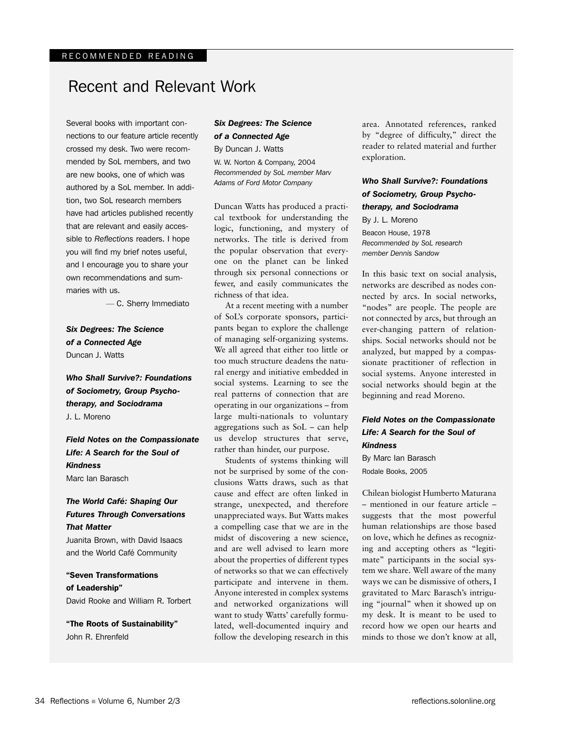RECOMMENDED READING

# Recent and Relevant Work

Several books with important connections to our feature article recently crossed my desk. Two were recommended by SoL members, and two are new books, one of which was authored by a SoL member. In addition, two SoL research members have had articles published recently that are relevant and easily accessible to *Reflections* readers. I hope you will find my brief notes useful, and I encourage you to share your own recommendations and summaries with us.

— C. Sherry Immediato

***Six Degrees: The Science of a Connected Age***
Duncan J. Watts

***Who Shall Survive?: Foundations of Sociometry, Group Psychotherapy, and Sociodrama***
J. L. Moreno

***Field Notes on the Compassionate Life: A Search for the Soul of Kindness***
Marc Ian Barasch

***The World Café: Shaping Our Futures Through Conversations That Matter***
Juanita Brown, with David Isaacs and the World Café Community

**"Seven Transformations of Leadership"**
David Rooke and William R. Torbert

**"The Roots of Sustainability"**
John R. Ehrenfeld

### *Six Degrees: The Science of a Connected Age*

By Duncan J. Watts

W. W. Norton & Company, 2004
*Recommended by SoL member Marv Adams of Ford Motor Company*

Duncan Watts has produced a practical textbook for understanding the logic, functioning, and mystery of networks. The title is derived from the popular observation that everyone on the planet can be linked through six personal connections or fewer, and easily communicates the richness of that idea.

At a recent meeting with a number of SoL's corporate sponsors, participants began to explore the challenge of managing self-organizing systems. We all agreed that either too little or too much structure deadens the natural energy and initiative embedded in social systems. Learning to see the real patterns of connection that are operating in our organizations – from large multi-nationals to voluntary aggregations such as SoL – can help us develop structures that serve, rather than hinder, our purpose.

Students of systems thinking will not be surprised by some of the conclusions Watts draws, such as that cause and effect are often linked in strange, unexpected, and therefore unappreciated ways. But Watts makes a compelling case that we are in the midst of discovering a new science, and are well advised to learn more about the properties of different types of networks so that we can effectively participate and intervene in them. Anyone interested in complex systems and networked organizations will want to study Watts' carefully formulated, well-documented inquiry and follow the developing research in this area. Annotated references, ranked by "degree of difficulty," direct the reader to related material and further exploration.

### *Who Shall Survive?: Foundations of Sociometry, Group Psychotherapy, and Sociodrama*

By J. L. Moreno

Beacon House, 1978
*Recommended by SoL research member Dennis Sandow*

In this basic text on social analysis, networks are described as nodes connected by arcs. In social networks, "nodes" are people. The people are not connected by arcs, but through an ever-changing pattern of relationships. Social networks should not be analyzed, but mapped by a compassionate practitioner of reflection in social systems. Anyone interested in social networks should begin at the beginning and read Moreno.

### *Field Notes on the Compassionate Life: A Search for the Soul of Kindness*

By Marc Ian Barasch

Rodale Books, 2005

Chilean biologist Humberto Maturana – mentioned in our feature article – suggests that the most powerful human relationships are those based on love, which he defines as recognizing and accepting others as "legitimate" participants in the social system we share. Well aware of the many ways we can be dismissive of others, I gravitated to Marc Barasch's intriguing "journal" when it showed up on my desk. It is meant to be used to record how we open our hearts and minds to those we don't know at all,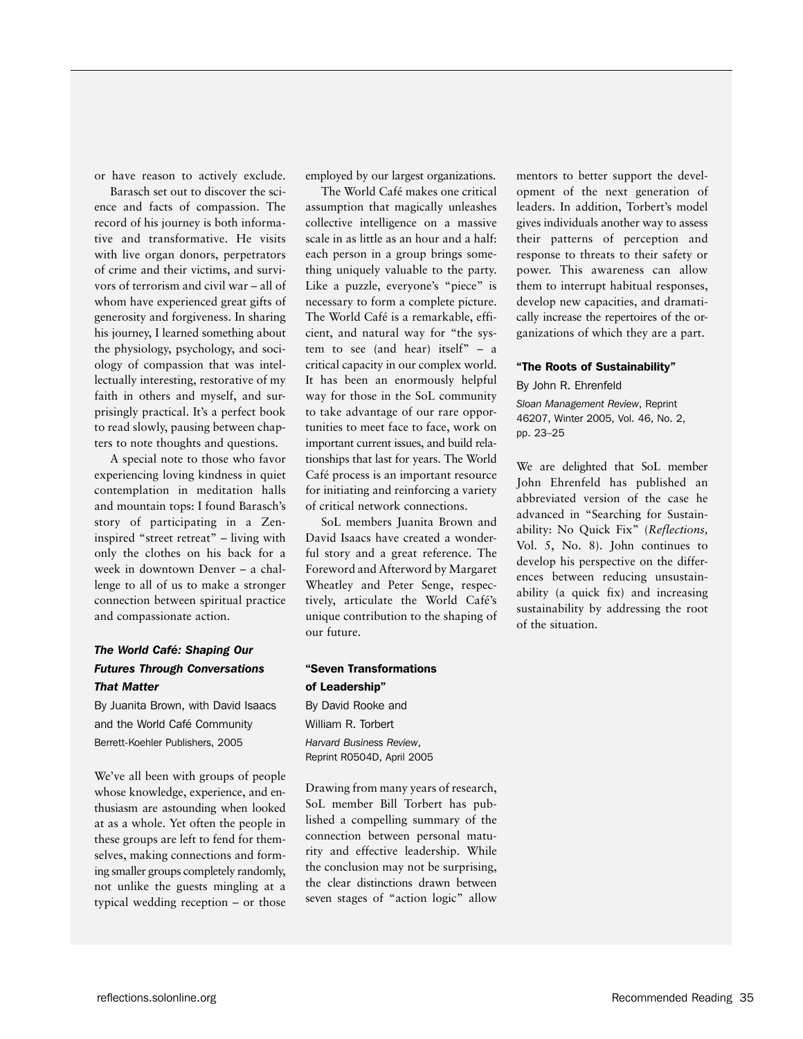or have reason to actively exclude.

Barasch set out to discover the science and facts of compassion. The record of his journey is both informative and transformative. He visits with live organ donors, perpetrators of crime and their victims, and survivors of terrorism and civil war – all of whom have experienced great gifts of generosity and forgiveness. In sharing his journey, I learned something about the physiology, psychology, and sociology of compassion that was intellectually interesting, restorative of my faith in others and myself, and surprisingly practical. It's a perfect book to read slowly, pausing between chapters to note thoughts and questions.

A special note to those who favor experiencing loving kindness in quiet contemplation in meditation halls and mountain tops: I found Barasch's story of participating in a Zen-inspired "street retreat" – living with only the clothes on his back for a week in downtown Denver – a challenge to all of us to make a stronger connection between spiritual practice and compassionate action.

### *The World Café: Shaping Our Futures Through Conversations That Matter*

By Juanita Brown, with David Isaacs and the World Café Community
Berrett-Koehler Publishers, 2005

We've all been with groups of people whose knowledge, experience, and enthusiasm are astounding when looked at as a whole. Yet often the people in these groups are left to fend for themselves, making connections and forming smaller groups completely randomly, not unlike the guests mingling at a typical wedding reception – or those employed by our largest organizations.

The World Café makes one critical assumption that magically unleashes collective intelligence on a massive scale in as little as an hour and a half: each person in a group brings something uniquely valuable to the party. Like a puzzle, everyone's "piece" is necessary to form a complete picture. The World Café is a remarkable, efficient, and natural way for "the system to see (and hear) itself" – a critical capacity in our complex world. It has been an enormously helpful way for those in the SoL community to take advantage of our rare opportunities to meet face to face, work on important current issues, and build relationships that last for years. The World Café process is an important resource for initiating and reinforcing a variety of critical network connections.

SoL members Juanita Brown and David Isaacs have created a wonderful story and a great reference. The Foreword and Afterword by Margaret Wheatley and Peter Senge, respectively, articulate the World Café's unique contribution to the shaping of our future.

### "Seven Transformations of Leadership"

By David Rooke and William R. Torbert
*Harvard Business Review*, Reprint R0504D, April 2005

Drawing from many years of research, SoL member Bill Torbert has published a compelling summary of the connection between personal maturity and effective leadership. While the conclusion may not be surprising, the clear distinctions drawn between seven stages of "action logic" allow mentors to better support the development of the next generation of leaders. In addition, Torbert's model gives individuals another way to assess their patterns of perception and response to threats to their safety or power. This awareness can allow them to interrupt habitual responses, develop new capacities, and dramatically increase the repertoires of the organizations of which they are a part.

### "The Roots of Sustainability"

By John R. Ehrenfeld
*Sloan Management Review*, Reprint 46207, Winter 2005, Vol. 46, No. 2, pp. 23–25

We are delighted that SoL member John Ehrenfeld has published an abbreviated version of the case he advanced in "Searching for Sustainability: No Quick Fix" (*Reflections,* Vol. 5, No. 8). John continues to develop his perspective on the differences between reducing unsustainability (a quick fix) and increasing sustainability by addressing the root of the situation.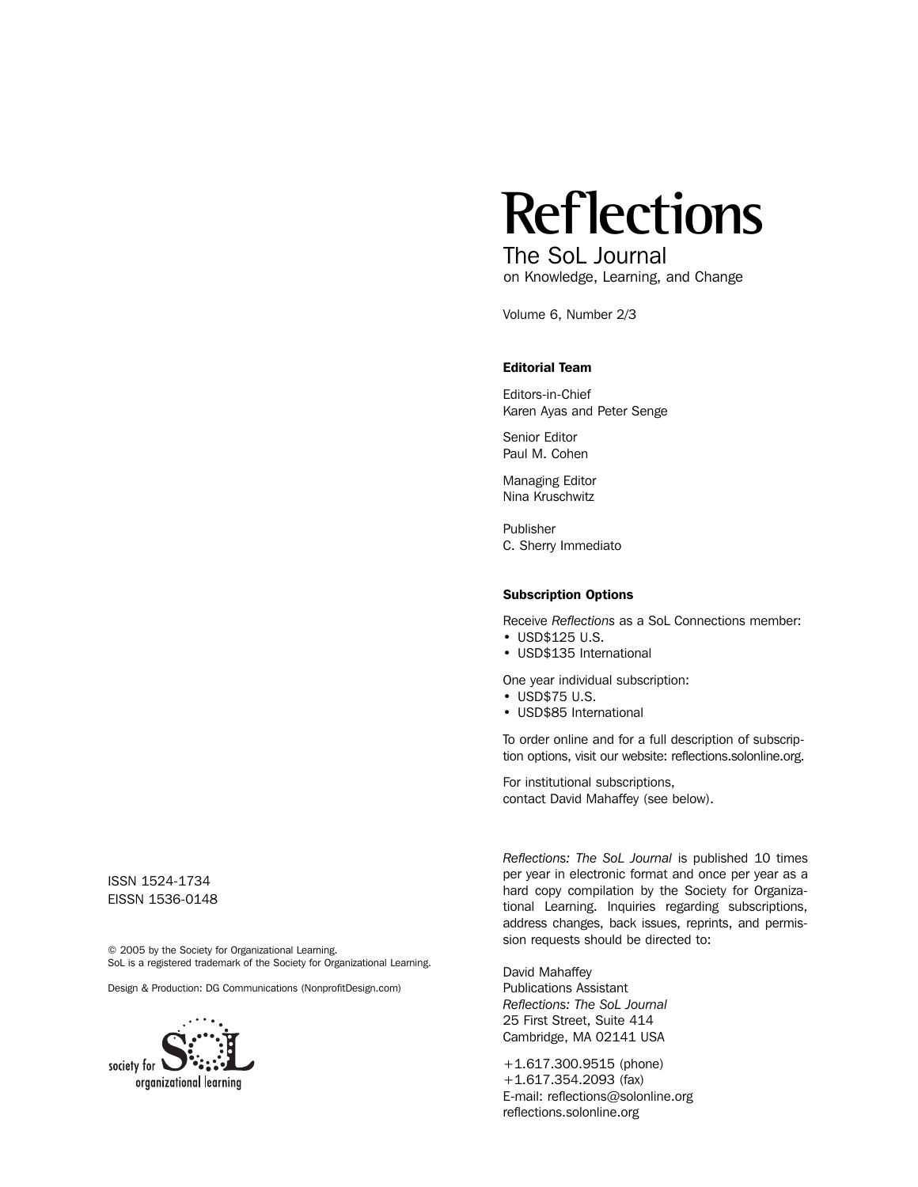# Reflections

## The SoL Journal

on Knowledge, Learning, and Change

Volume 6, Number 2/3

**Editorial Team**

Editors-in-Chief
Karen Ayas and Peter Senge

Senior Editor
Paul M. Cohen

Managing Editor
Nina Kruschwitz

Publisher
C. Sherry Immediato

**Subscription Options**

Receive *Reflections* as a SoL Connections member:

- USD$125 U.S.
- USD$135 International

One year individual subscription:

- USD$75 U.S.
- USD$85 International

To order online and for a full description of subscription options, visit our website: reflections.solonline.org.

For institutional subscriptions, contact David Mahaffey (see below).

ISSN 1524-1734
EISSN 1536-0148

© 2005 by the Society for Organizational Learning.
SoL is a registered trademark of the Society for Organizational Learning.

Design & Production: DG Communications (NonprofitDesign.com)

society for SoL organizational learning

*Reflections: The SoL Journal* is published 10 times per year in electronic format and once per year as a hard copy compilation by the Society for Organizational Learning. Inquiries regarding subscriptions, address changes, back issues, reprints, and permission requests should be directed to:

David Mahaffey
Publications Assistant
*Reflections: The SoL Journal*
25 First Street, Suite 414
Cambridge, MA 02141 USA

+1.617.300.9515 (phone)
+1.617.354.2093 (fax)
E-mail: reflections@solonline.org
reflections.solonline.org